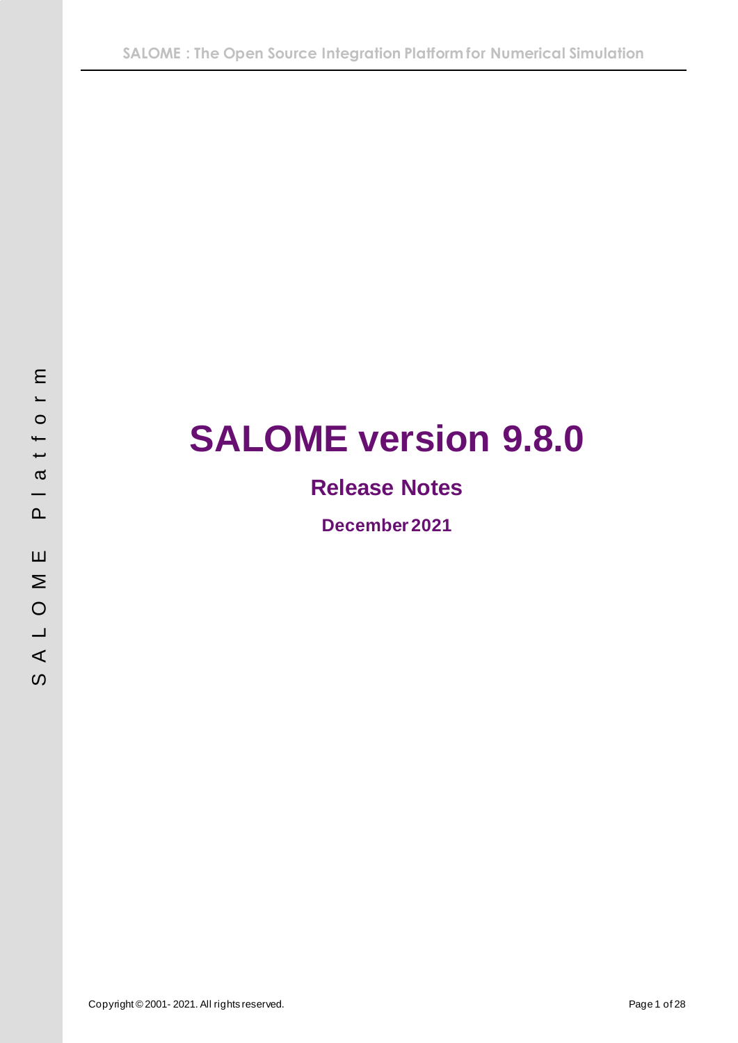# SALOME version 9.8.0

## Release Notes

### December 2021

Copyright © 2001- 2021. All rights reserved.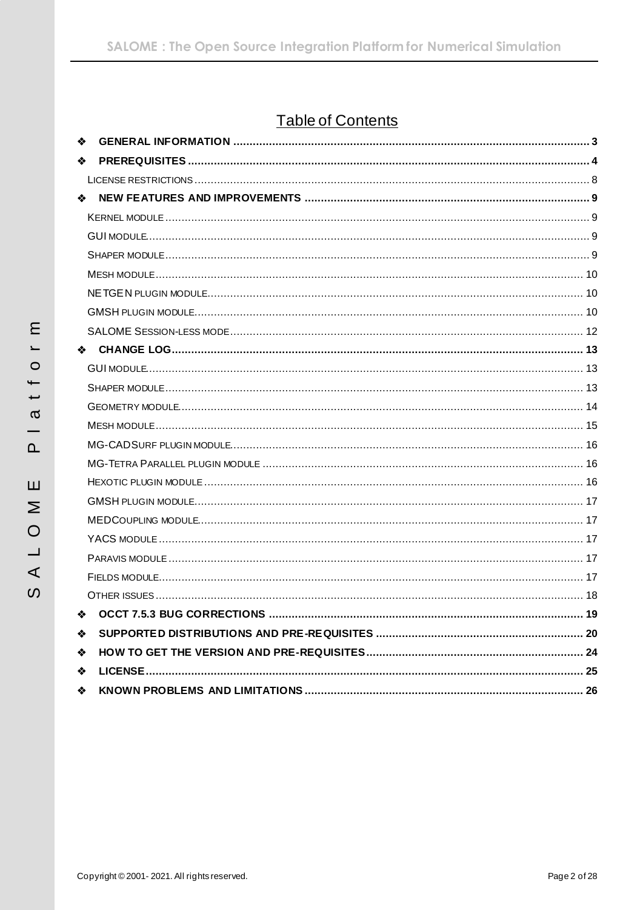# Table of Contents

- ❖ **GENERAL INFORMATION** ........ 3
- ❖ **PREREQUISITES** ........ 4
  - LICENSE RESTRICTIONS ........ 8
- ❖ **NEW FEATURES AND IMPROVEMENTS** ........ 9
  - KERNEL MODULE ........ 9
  - GUI MODULE ........ 9
  - SHAPER MODULE ........ 9
  - MESH MODULE ........ 10
  - NETGEN PLUGIN MODULE ........ 10
  - GMSH PLUGIN MODULE ........ 10
  - SALOME SESSION-LESS MODE ........ 12
- ❖ **CHANGE LOG** ........ 13
  - GUI MODULE ........ 13
  - SHAPER MODULE ........ 13
  - GEOMETRY MODULE ........ 14
  - MESH MODULE ........ 15
  - MG-CADSURF PLUGIN MODULE ........ 16
  - MG-TETRA PARALLEL PLUGIN MODULE ........ 16
  - HEXOTIC PLUGIN MODULE ........ 16
  - GMSH PLUGIN MODULE ........ 17
  - MEDCOUPLING MODULE ........ 17
  - YACS MODULE ........ 17
  - PARAVIS MODULE ........ 17
  - FIELDS MODULE ........ 17
  - OTHER ISSUES ........ 18
- ❖ **OCCT 7.5.3 BUG CORRECTIONS** ........ 19
- ❖ **SUPPORTED DISTRIBUTIONS AND PRE-REQUISITES** ........ 20
- ❖ **HOW TO GET THE VERSION AND PRE-REQUISITES** ........ 24
- ❖ **LICENSE** ........ 25
- ❖ **KNOWN PROBLEMS AND LIMITATIONS** ........ 26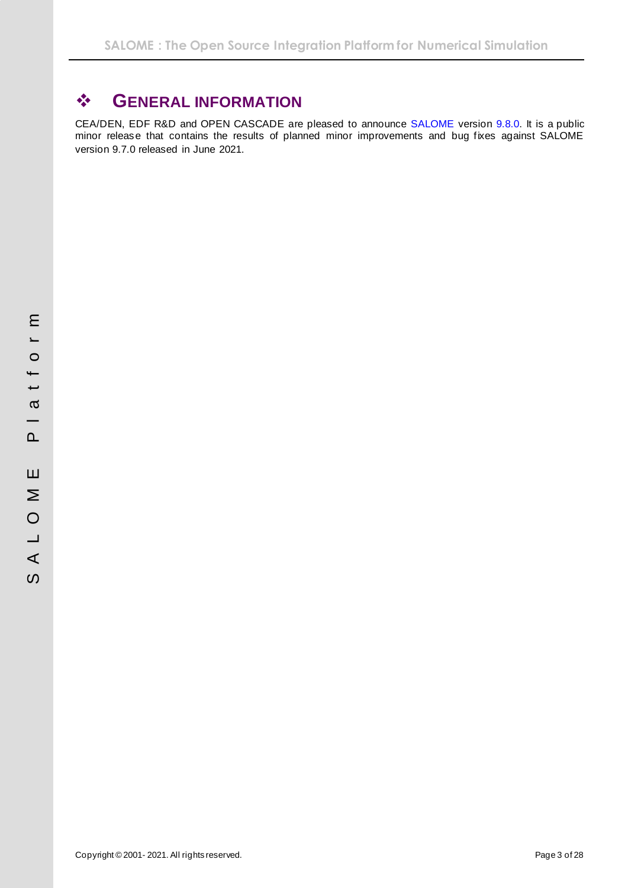# ❖ GENERAL INFORMATION

CEA/DEN, EDF R&D and OPEN CASCADE are pleased to announce SALOME version 9.8.0. It is a public minor release that contains the results of planned minor improvements and bug fixes against SALOME version 9.7.0 released in June 2021.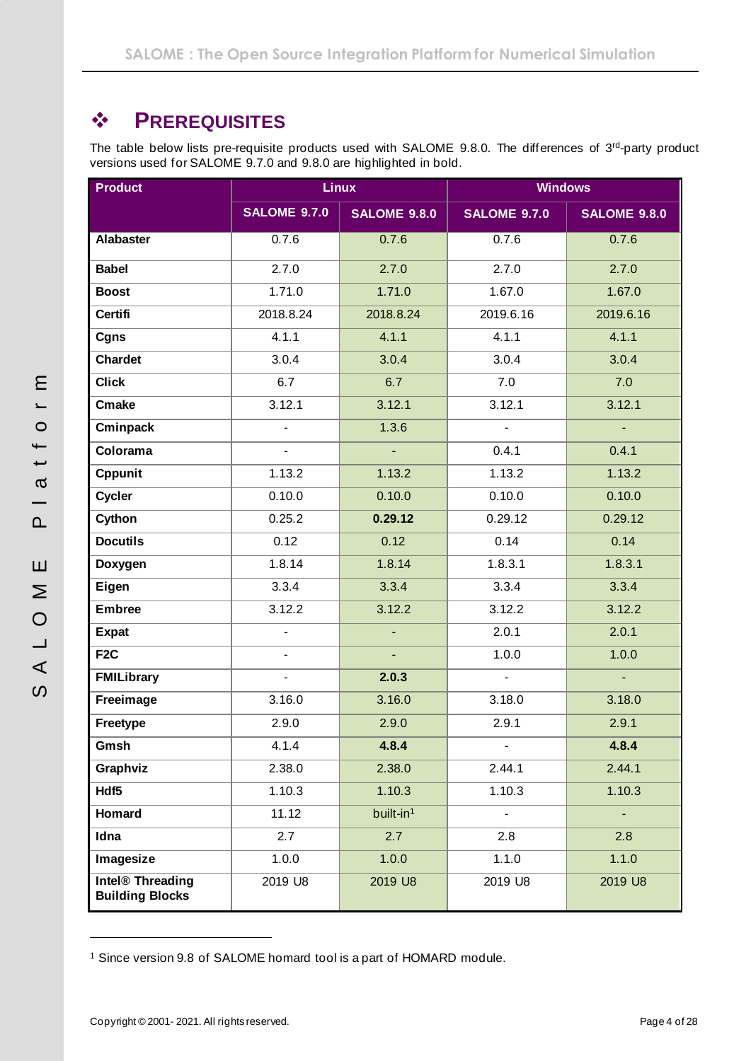## ❖ PREREQUISITES

The table below lists pre-requisite products used with SALOME 9.8.0. The differences of 3rd-party product versions used for SALOME 9.7.0 and 9.8.0 are highlighted in bold.

| Product | Linux | | Windows | |
|---|---|---|---|---|
| | SALOME 9.7.0 | SALOME 9.8.0 | SALOME 9.7.0 | SALOME 9.8.0 |
| **Alabaster** | 0.7.6 | 0.7.6 | 0.7.6 | 0.7.6 |
| **Babel** | 2.7.0 | 2.7.0 | 2.7.0 | 2.7.0 |
| **Boost** | 1.71.0 | 1.71.0 | 1.67.0 | 1.67.0 |
| **Certifi** | 2018.8.24 | 2018.8.24 | 2019.6.16 | 2019.6.16 |
| **Cgns** | 4.1.1 | 4.1.1 | 4.1.1 | 4.1.1 |
| **Chardet** | 3.0.4 | 3.0.4 | 3.0.4 | 3.0.4 |
| **Click** | 6.7 | 6.7 | 7.0 | 7.0 |
| **Cmake** | 3.12.1 | 3.12.1 | 3.12.1 | 3.12.1 |
| **Cminpack** | - | 1.3.6 | - | - |
| **Colorama** | - | - | 0.4.1 | 0.4.1 |
| **Cppunit** | 1.13.2 | 1.13.2 | 1.13.2 | 1.13.2 |
| **Cycler** | 0.10.0 | 0.10.0 | 0.10.0 | 0.10.0 |
| **Cython** | 0.25.2 | **0.29.12** | 0.29.12 | 0.29.12 |
| **Docutils** | 0.12 | 0.12 | 0.14 | 0.14 |
| **Doxygen** | 1.8.14 | 1.8.14 | 1.8.3.1 | 1.8.3.1 |
| **Eigen** | 3.3.4 | 3.3.4 | 3.3.4 | 3.3.4 |
| **Embree** | 3.12.2 | 3.12.2 | 3.12.2 | 3.12.2 |
| **Expat** | - | - | 2.0.1 | 2.0.1 |
| **F2C** | - | - | 1.0.0 | 1.0.0 |
| **FMILibrary** | - | **2.0.3** | - | - |
| **Freeimage** | 3.16.0 | 3.16.0 | 3.18.0 | 3.18.0 |
| **Freetype** | 2.9.0 | 2.9.0 | 2.9.1 | 2.9.1 |
| **Gmsh** | 4.1.4 | **4.8.4** | - | **4.8.4** |
| **Graphviz** | 2.38.0 | 2.38.0 | 2.44.1 | 2.44.1 |
| **Hdf5** | 1.10.3 | 1.10.3 | 1.10.3 | 1.10.3 |
| **Homard** | 11.12 | built-in[1] | - | - |
| **Idna** | 2.7 | 2.7 | 2.8 | 2.8 |
| **Imagesize** | 1.0.0 | 1.0.0 | 1.1.0 | 1.1.0 |
| **Intel® Threading Building Blocks** | 2019 U8 | 2019 U8 | 2019 U8 | 2019 U8 |

[1] Since version 9.8 of SALOME homard tool is a part of HOMARD module.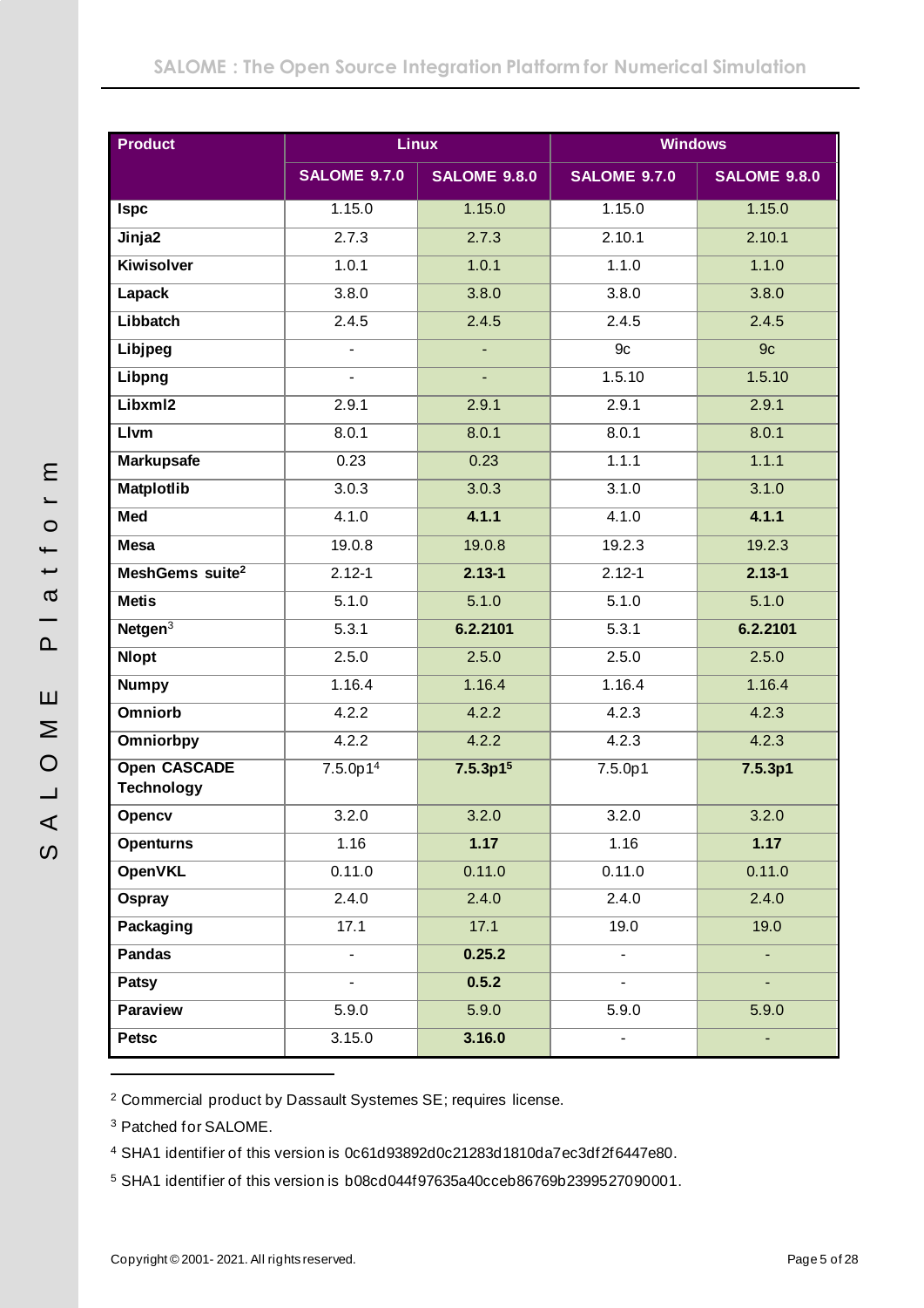| Product | Linux | | Windows | |
|---|---|---|---|---|
| | SALOME 9.7.0 | SALOME 9.8.0 | SALOME 9.7.0 | SALOME 9.8.0 |
| Ispc | 1.15.0 | 1.15.0 | 1.15.0 | 1.15.0 |
| Jinja2 | 2.7.3 | 2.7.3 | 2.10.1 | 2.10.1 |
| Kiwisolver | 1.0.1 | 1.0.1 | 1.1.0 | 1.1.0 |
| Lapack | 3.8.0 | 3.8.0 | 3.8.0 | 3.8.0 |
| Libbatch | 2.4.5 | 2.4.5 | 2.4.5 | 2.4.5 |
| Libjpeg | - | - | 9c | 9c |
| Libpng | - | - | 1.5.10 | 1.5.10 |
| Libxml2 | 2.9.1 | 2.9.1 | 2.9.1 | 2.9.1 |
| Llvm | 8.0.1 | 8.0.1 | 8.0.1 | 8.0.1 |
| Markupsafe | 0.23 | 0.23 | 1.1.1 | 1.1.1 |
| Matplotlib | 3.0.3 | 3.0.3 | 3.1.0 | 3.1.0 |
| Med | 4.1.0 | **4.1.1** | 4.1.0 | **4.1.1** |
| Mesa | 19.0.8 | 19.0.8 | 19.2.3 | 19.2.3 |
| MeshGems suite[2] | 2.12-1 | **2.13-1** | 2.12-1 | **2.13-1** |
| Metis | 5.1.0 | 5.1.0 | 5.1.0 | 5.1.0 |
| Netgen[3] | 5.3.1 | **6.2.2101** | 5.3.1 | **6.2.2101** |
| Nlopt | 2.5.0 | 2.5.0 | 2.5.0 | 2.5.0 |
| Numpy | 1.16.4 | 1.16.4 | 1.16.4 | 1.16.4 |
| Omniorb | 4.2.2 | 4.2.2 | 4.2.3 | 4.2.3 |
| Omniorbpy | 4.2.2 | 4.2.2 | 4.2.3 | 4.2.3 |
| Open CASCADE Technology | 7.5.0p1[4] | **7.5.3p1[5]** | 7.5.0p1 | **7.5.3p1** |
| Opencv | 3.2.0 | 3.2.0 | 3.2.0 | 3.2.0 |
| Openturns | 1.16 | **1.17** | 1.16 | **1.17** |
| OpenVKL | 0.11.0 | 0.11.0 | 0.11.0 | 0.11.0 |
| Ospray | 2.4.0 | 2.4.0 | 2.4.0 | 2.4.0 |
| Packaging | 17.1 | 17.1 | 19.0 | 19.0 |
| Pandas | - | **0.25.2** | - | - |
| Patsy | - | **0.5.2** | - | - |
| Paraview | 5.9.0 | 5.9.0 | 5.9.0 | 5.9.0 |
| Petsc | 3.15.0 | **3.16.0** | - | - |

[2] Commercial product by Dassault Systemes SE; requires license.

[3] Patched for SALOME.

[4] SHA1 identifier of this version is 0c61d93892d0c21283d1810da7ec3df2f6447e80.

[5] SHA1 identifier of this version is b08cd044f97635a40cceb86769b2399527090001.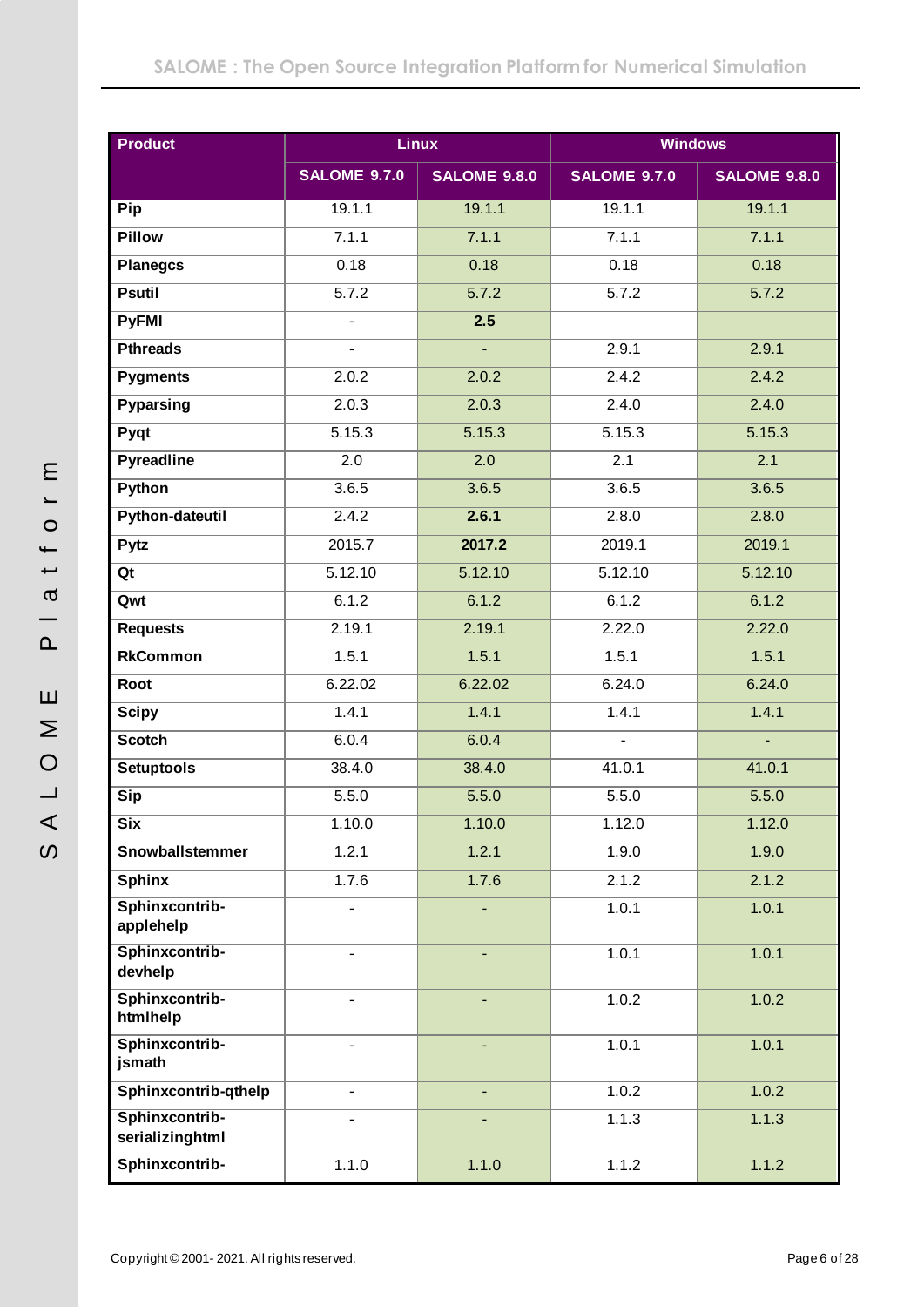| Product | Linux | | Windows | |
|---|---|---|---|---|
| | SALOME 9.7.0 | SALOME 9.8.0 | SALOME 9.7.0 | SALOME 9.8.0 |
| **Pip** | 19.1.1 | 19.1.1 | 19.1.1 | 19.1.1 |
| **Pillow** | 7.1.1 | 7.1.1 | 7.1.1 | 7.1.1 |
| **Planegcs** | 0.18 | 0.18 | 0.18 | 0.18 |
| **Psutil** | 5.7.2 | 5.7.2 | 5.7.2 | 5.7.2 |
| **PyFMI** | - | **2.5** | | |
| **Pthreads** | - | - | 2.9.1 | 2.9.1 |
| **Pygments** | 2.0.2 | 2.0.2 | 2.4.2 | 2.4.2 |
| **Pyparsing** | 2.0.3 | 2.0.3 | 2.4.0 | 2.4.0 |
| **Pyqt** | 5.15.3 | 5.15.3 | 5.15.3 | 5.15.3 |
| **Pyreadline** | 2.0 | 2.0 | 2.1 | 2.1 |
| **Python** | 3.6.5 | 3.6.5 | 3.6.5 | 3.6.5 |
| **Python-dateutil** | 2.4.2 | **2.6.1** | 2.8.0 | 2.8.0 |
| **Pytz** | 2015.7 | **2017.2** | 2019.1 | 2019.1 |
| **Qt** | 5.12.10 | 5.12.10 | 5.12.10 | 5.12.10 |
| **Qwt** | 6.1.2 | 6.1.2 | 6.1.2 | 6.1.2 |
| **Requests** | 2.19.1 | 2.19.1 | 2.22.0 | 2.22.0 |
| **RkCommon** | 1.5.1 | 1.5.1 | 1.5.1 | 1.5.1 |
| **Root** | 6.22.02 | 6.22.02 | 6.24.0 | 6.24.0 |
| **Scipy** | 1.4.1 | 1.4.1 | 1.4.1 | 1.4.1 |
| **Scotch** | 6.0.4 | 6.0.4 | - | - |
| **Setuptools** | 38.4.0 | 38.4.0 | 41.0.1 | 41.0.1 |
| **Sip** | 5.5.0 | 5.5.0 | 5.5.0 | 5.5.0 |
| **Six** | 1.10.0 | 1.10.0 | 1.12.0 | 1.12.0 |
| **Snowballstemmer** | 1.2.1 | 1.2.1 | 1.9.0 | 1.9.0 |
| **Sphinx** | 1.7.6 | 1.7.6 | 2.1.2 | 2.1.2 |
| **Sphinxcontrib-applehelp** | - | - | 1.0.1 | 1.0.1 |
| **Sphinxcontrib-devhelp** | - | - | 1.0.1 | 1.0.1 |
| **Sphinxcontrib-htmlhelp** | - | - | 1.0.2 | 1.0.2 |
| **Sphinxcontrib-jsmath** | - | - | 1.0.1 | 1.0.1 |
| **Sphinxcontrib-qthelp** | - | - | 1.0.2 | 1.0.2 |
| **Sphinxcontrib-serializinghtml** | - | - | 1.1.3 | 1.1.3 |
| **Sphinxcontrib-** | 1.1.0 | 1.1.0 | 1.1.2 | 1.1.2 |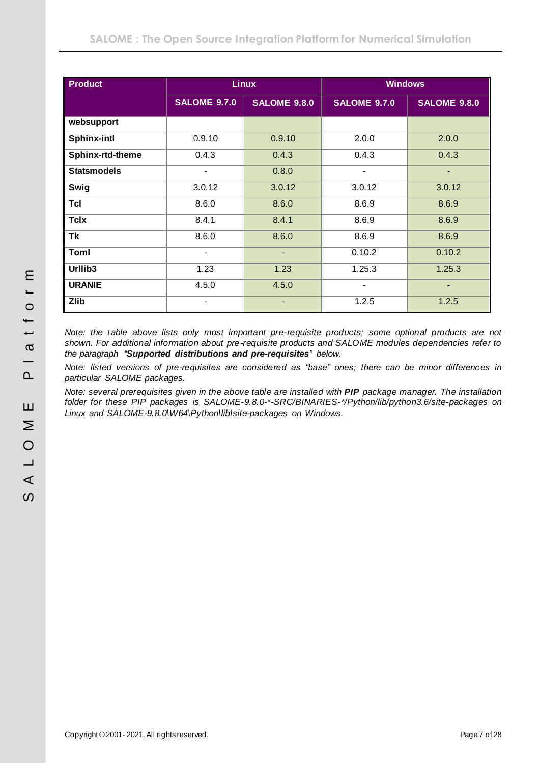| Product | Linux | | Windows | |
|---|---|---|---|---|
| | SALOME 9.7.0 | SALOME 9.8.0 | SALOME 9.7.0 | SALOME 9.8.0 |
| websupport | | | | |
| Sphinx-intl | 0.9.10 | 0.9.10 | 2.0.0 | 2.0.0 |
| Sphinx-rtd-theme | 0.4.3 | 0.4.3 | 0.4.3 | 0.4.3 |
| Statsmodels | - | 0.8.0 | - | - |
| Swig | 3.0.12 | 3.0.12 | 3.0.12 | 3.0.12 |
| Tcl | 8.6.0 | 8.6.0 | 8.6.9 | 8.6.9 |
| Tclx | 8.4.1 | 8.4.1 | 8.6.9 | 8.6.9 |
| Tk | 8.6.0 | 8.6.0 | 8.6.9 | 8.6.9 |
| Toml | - | - | 0.10.2 | 0.10.2 |
| Urllib3 | 1.23 | 1.23 | 1.25.3 | 1.25.3 |
| URANIE | 4.5.0 | 4.5.0 | - | - |
| Zlib | - | - | 1.2.5 | 1.2.5 |

*Note: the table above lists only most important pre-requisite products; some optional products are not shown. For additional information about pre-requisite products and SALOME modules dependencies refer to the paragraph "**Supported distributions and pre-requisites**" below.*

*Note: listed versions of pre-requisites are considered as "base" ones; there can be minor differences in particular SALOME packages.*

*Note: several prerequisites given in the above table are installed with **PIP** package manager. The installation folder for these PIP packages is SALOME-9.8.0-*-SRC/BINARIES-*/Python/lib/python3.6/site-packages on Linux and SALOME-9.8.0\W64\Python\lib\site-packages on Windows.*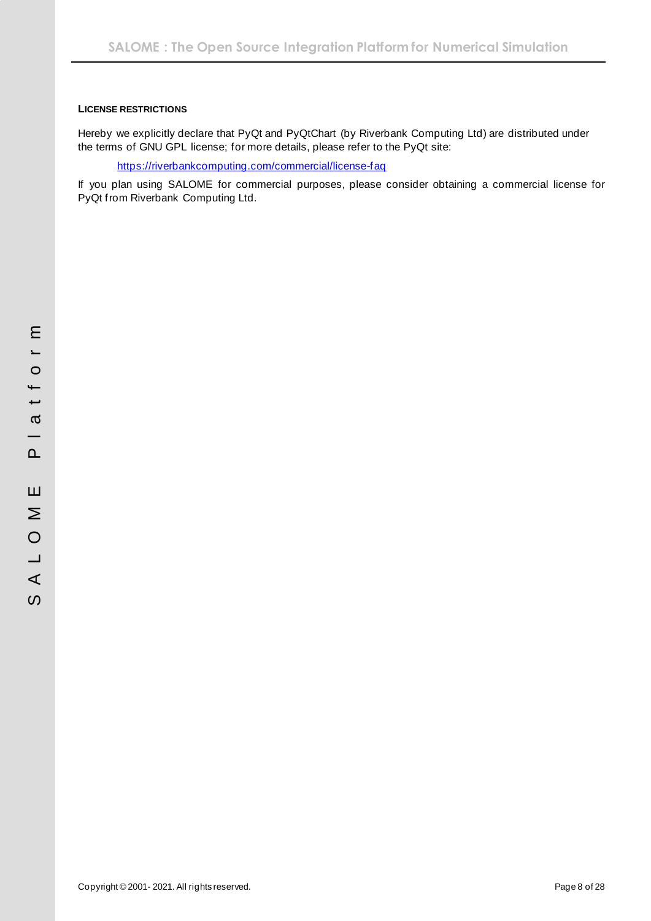#### LICENSE RESTRICTIONS

Hereby we explicitly declare that PyQt and PyQtChart (by Riverbank Computing Ltd) are distributed under the terms of GNU GPL license; for more details, please refer to the PyQt site:

https://riverbankcomputing.com/commercial/license-faq

If you plan using SALOME for commercial purposes, please consider obtaining a commercial license for PyQt from Riverbank Computing Ltd.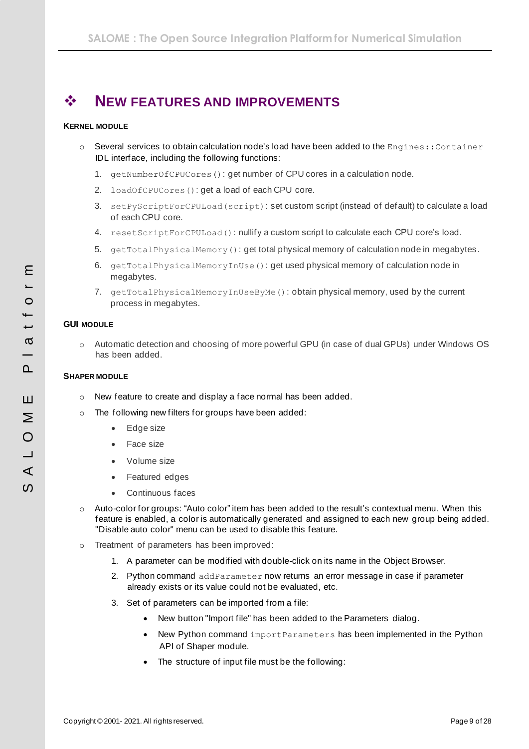# ❖ NEW FEATURES AND IMPROVEMENTS

### KERNEL MODULE

- Several services to obtain calculation node's load have been added to the `Engines::Container` IDL interface, including the following functions:
  1. `getNumberOfCPUCores()`: get number of CPU cores in a calculation node.
  2. `loadOfCPUCores()`: get a load of each CPU core.
  3. `setPyScriptForCPULoad(script)`: set custom script (instead of default) to calculate a load of each CPU core.
  4. `resetScriptForCPULoad()`: nullify a custom script to calculate each CPU core's load.
  5. `getTotalPhysicalMemory()`: get total physical memory of calculation node in megabytes.
  6. `getTotalPhysicalMemoryInUse()`: get used physical memory of calculation node in megabytes.
  7. `getTotalPhysicalMemoryInUseByMe()`: obtain physical memory, used by the current process in megabytes.

### GUI MODULE

- Automatic detection and choosing of more powerful GPU (in case of dual GPUs) under Windows OS has been added.

### SHAPER MODULE

- New feature to create and display a face normal has been added.
- The following new filters for groups have been added:
  - Edge size
  - Face size
  - Volume size
  - Featured edges
  - Continuous faces
- Auto-color for groups: “Auto color” item has been added to the result's contextual menu. When this feature is enabled, a color is automatically generated and assigned to each new group being added. "Disable auto color" menu can be used to disable this feature.
- Treatment of parameters has been improved:
  1. A parameter can be modified with double-click on its name in the Object Browser.
  2. Python command `addParameter` now returns an error message in case if parameter already exists or its value could not be evaluated, etc.
  3. Set of parameters can be imported from a file:
     - New button "Import file" has been added to the Parameters dialog.
     - New Python command `importParameters` has been implemented in the Python API of Shaper module.
     - The structure of input file must be the following: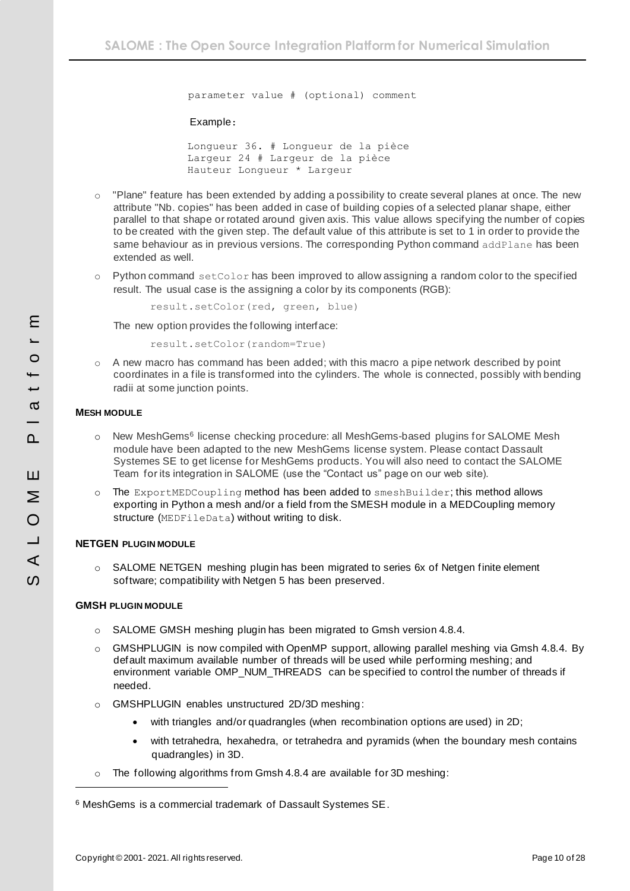```
parameter value # (optional) comment
```

Example:

```
Longueur 36. # Longueur de la pièce
Largeur 24 # Largeur de la pièce
Hauteur Longueur * Largeur
```

- "Plane" feature has been extended by adding a possibility to create several planes at once. The new attribute "Nb. copies" has been added in case of building copies of a selected planar shape, either parallel to that shape or rotated around given axis. This value allows specifying the number of copies to be created with the given step. The default value of this attribute is set to 1 in order to provide the same behaviour as in previous versions. The corresponding Python command `addPlane` has been extended as well.
- Python command `setColor` has been improved to allow assigning a random color to the specified result. The usual case is the assigning a color by its components (RGB):

  ```
  result.setColor(red, green, blue)
  ```

  The new option provides the following interface:

  ```
  result.setColor(random=True)
  ```

- A new macro has command has been added; with this macro a pipe network described by point coordinates in a file is transformed into the cylinders. The whole is connected, possibly with bending radii at some junction points.

#### MESH MODULE

- New MeshGems[6] license checking procedure: all MeshGems-based plugins for SALOME Mesh module have been adapted to the new MeshGems license system. Please contact Dassault Systemes SE to get license for MeshGems products. You will also need to contact the SALOME Team for its integration in SALOME (use the "Contact us" page on our web site).
- The `ExportMEDCoupling` method has been added to `smeshBuilder`; this method allows exporting in Python a mesh and/or a field from the SMESH module in a MEDCoupling memory structure (`MEDFileData`) without writing to disk.

#### NETGEN PLUGIN MODULE

- SALOME NETGEN meshing plugin has been migrated to series 6x of Netgen finite element software; compatibility with Netgen 5 has been preserved.

#### GMSH PLUGIN MODULE

- SALOME GMSH meshing plugin has been migrated to Gmsh version 4.8.4.
- GMSHPLUGIN is now compiled with OpenMP support, allowing parallel meshing via Gmsh 4.8.4. By default maximum available number of threads will be used while performing meshing; and environment variable OMP_NUM_THREADS can be specified to control the number of threads if needed.
- GMSHPLUGIN enables unstructured 2D/3D meshing:
  - with triangles and/or quadrangles (when recombination options are used) in 2D;
  - with tetrahedra, hexahedra, or tetrahedra and pyramids (when the boundary mesh contains quadrangles) in 3D.
- The following algorithms from Gmsh 4.8.4 are available for 3D meshing:

[6] MeshGems is a commercial trademark of Dassault Systemes SE.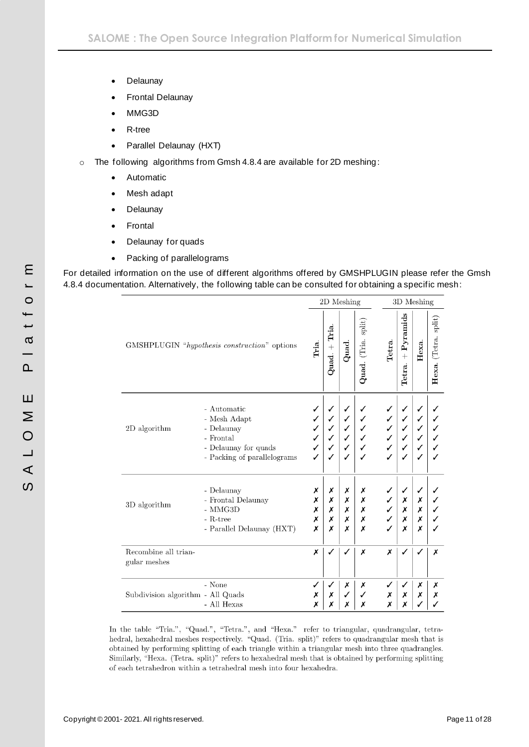- Delaunay
- Frontal Delaunay
- MMG3D
- R-tree
- Parallel Delaunay (HXT)

- The following algorithms from Gmsh 4.8.4 are available for 2D meshing:
  - Automatic
  - Mesh adapt
  - Delaunay
  - Frontal
  - Delaunay for quads
  - Packing of parallelograms

For detailed information on the use of different algorithms offered by GMSHPLUGIN please refer the Gmsh 4.8.4 documentation. Alternatively, the following table can be consulted for obtaining a specific mesh:

| GMSHPLUGIN "*hypothesis construction*" options | | 2D Meshing | | | | 3D Meshing | | | |
|---|---|---|---|---|---|---|---|---|---|
| | | **Tria.** | **Quad.** + **Tria.** | **Quad.** | **Quad.** (Tria. split) | **Tetra.** | **Tetra.** + **Pyramids** | **Hexa.** | **Hexa.** (Tetra. split) |
| 2D algorithm | - Automatic | ✓ | ✓ | ✓ | ✓ | ✓ | ✓ | ✓ | ✓ |
| | - Mesh Adapt | ✓ | ✓ | ✓ | ✓ | ✓ | ✓ | ✓ | ✓ |
| | - Delaunay | ✓ | ✓ | ✓ | ✓ | ✓ | ✓ | ✓ | ✓ |
| | - Frontal | ✓ | ✓ | ✓ | ✓ | ✓ | ✓ | ✓ | ✓ |
| | - Delaunay for quads | ✓ | ✓ | ✓ | ✓ | ✓ | ✓ | ✓ | ✓ |
| | - Packing of parallelograms | ✓ | ✓ | ✓ | ✓ | ✓ | ✓ | ✓ | ✓ |
| 3D algorithm | - Delaunay | ✗ | ✗ | ✗ | ✗ | ✓ | ✓ | ✓ | ✓ |
| | - Frontal Delaunay | ✗ | ✗ | ✗ | ✗ | ✓ | ✗ | ✗ | ✓ |
| | - MMG3D | ✗ | ✗ | ✗ | ✗ | ✓ | ✗ | ✗ | ✓ |
| | - R-tree | ✗ | ✗ | ✗ | ✗ | ✓ | ✗ | ✗ | ✓ |
| | - Parallel Delaunay (HXT) | ✗ | ✗ | ✗ | ✗ | ✓ | ✗ | ✗ | ✓ |
| Recombine all triangular meshes | | ✗ | ✓ | ✓ | ✗ | ✗ | ✓ | ✓ | ✗ |
| Subdivision algorithm | - None | ✓ | ✓ | ✗ | ✗ | ✓ | ✓ | ✗ | ✗ |
| | - All Quads | ✗ | ✗ | ✓ | ✓ | ✗ | ✗ | ✗ | ✗ |
| | - All Hexas | ✗ | ✗ | ✗ | ✗ | ✗ | ✗ | ✓ | ✓ |

In the table "Tria.", "Quad.", "Tetra.", and "Hexa." refer to triangular, quadrangular, tetrahedral, hexahedral meshes respectively. "Quad. (Tria. split)" refers to quadrangular mesh that is obtained by performing splitting of each triangle within a triangular mesh into three quadrangles. Similarly, "Hexa. (Tetra. split)" refers to hexahedral mesh that is obtained by performing splitting of each tetrahedron within a tetrahedral mesh into four hexahedra.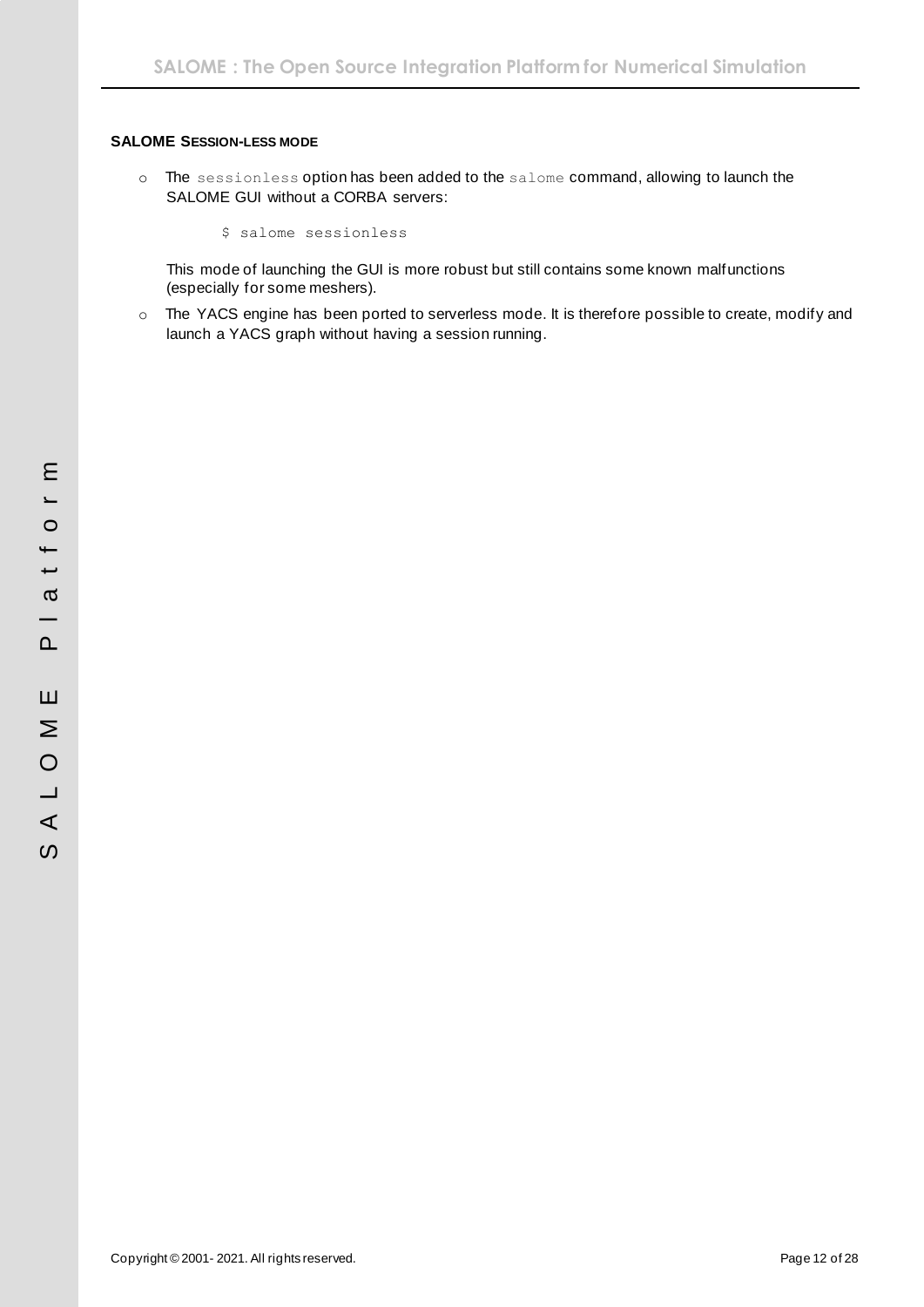#### SALOME SESSION-LESS MODE

- The `sessionless` option has been added to the `salome` command, allowing to launch the SALOME GUI without a CORBA servers:

  ```
  $ salome sessionless
  ```

  This mode of launching the GUI is more robust but still contains some known malfunctions (especially for some meshers).

- The YACS engine has been ported to serverless mode. It is therefore possible to create, modify and launch a YACS graph without having a session running.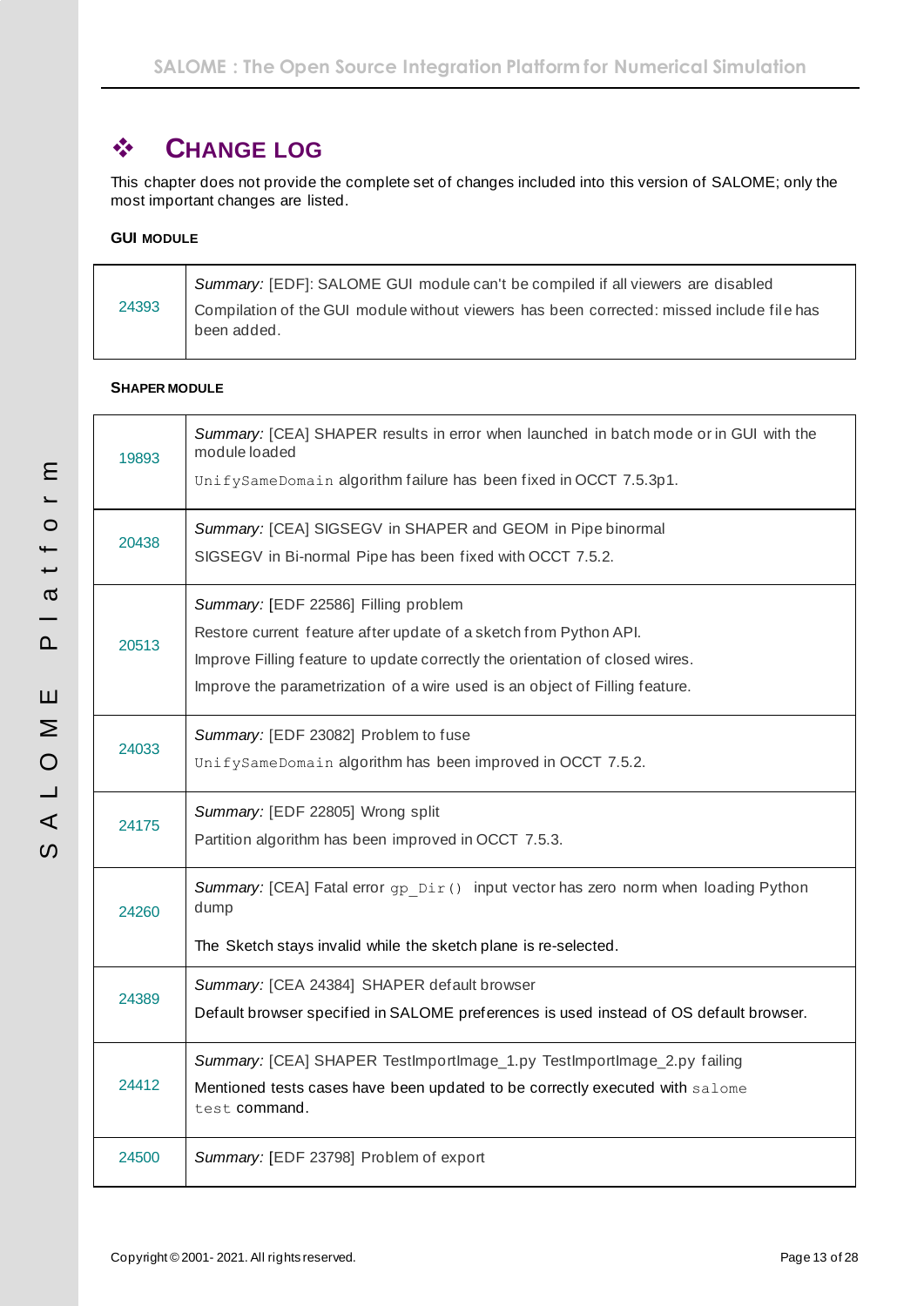## ❖ CHANGE LOG

This chapter does not provide the complete set of changes included into this version of SALOME; only the most important changes are listed.

#### GUI MODULE

| | |
|---|---|
| 24393 | *Summary:* [EDF]: SALOME GUI module can't be compiled if all viewers are disabled<br>Compilation of the GUI module without viewers has been corrected: missed include file has been added. |

#### SHAPER MODULE

| | |
|---|---|
| 19893 | *Summary:* [CEA] SHAPER results in error when launched in batch mode or in GUI with the module loaded<br>`UnifySameDomain` algorithm failure has been fixed in OCCT 7.5.3p1. |
| 20438 | *Summary:* [CEA] SIGSEGV in SHAPER and GEOM in Pipe binormal<br>SIGSEGV in Bi-normal Pipe has been fixed with OCCT 7.5.2. |
| 20513 | *Summary:* [EDF 22586] Filling problem<br>Restore current feature after update of a sketch from Python API.<br>Improve Filling feature to update correctly the orientation of closed wires.<br>Improve the parametrization of a wire used is an object of Filling feature. |
| 24033 | *Summary:* [EDF 23082] Problem to fuse<br>`UnifySameDomain` algorithm has been improved in OCCT 7.5.2. |
| 24175 | *Summary:* [EDF 22805] Wrong split<br>Partition algorithm has been improved in OCCT 7.5.3. |
| 24260 | *Summary:* [CEA] Fatal error `gp_Dir()` input vector has zero norm when loading Python dump<br>The Sketch stays invalid while the sketch plane is re-selected. |
| 24389 | *Summary:* [CEA 24384] SHAPER default browser<br>Default browser specified in SALOME preferences is used instead of OS default browser. |
| 24412 | *Summary:* [CEA] SHAPER TestImportImage_1.py TestImportImage_2.py failing<br>Mentioned tests cases have been updated to be correctly executed with `salome test` command. |
| 24500 | *Summary:* [EDF 23798] Problem of export |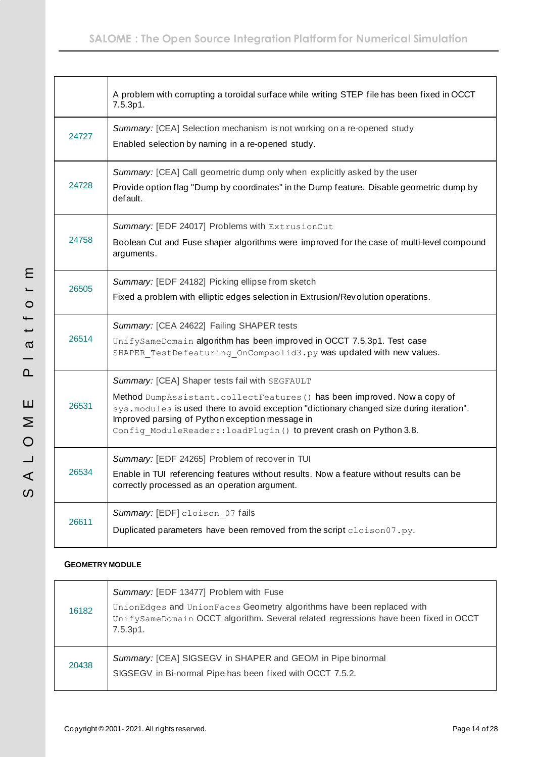| | |
|---|---|
| | A problem with corrupting a toroidal surface while writing STEP file has been fixed in OCCT 7.5.3p1. |
| 24727 | *Summary:* [CEA] Selection mechanism is not working on a re-opened study<br>Enabled selection by naming in a re-opened study. |
| 24728 | *Summary:* [CEA] Call geometric dump only when explicitly asked by the user<br>Provide option flag "Dump by coordinates" in the Dump feature. Disable geometric dump by default. |
| 24758 | *Summary:* [EDF 24017] Problems with `ExtrusionCut`<br>Boolean Cut and Fuse shaper algorithms were improved for the case of multi-level compound arguments. |
| 26505 | *Summary:* [EDF 24182] Picking ellipse from sketch<br>Fixed a problem with elliptic edges selection in Extrusion/Revolution operations. |
| 26514 | *Summary:* [CEA 24622] Failing SHAPER tests<br>`UnifySameDomain` algorithm has been improved in OCCT 7.5.3p1. Test case `SHAPER_TestDefeaturing_OnCompsolid3.py` was updated with new values. |
| 26531 | *Summary:* [CEA] Shaper tests fail with `SEGFAULT`<br>Method `DumpAssistant.collectFeatures()` has been improved. Now a copy of `sys.modules` is used there to avoid exception "dictionary changed size during iteration". Improved parsing of Python exception message in `Config_ModuleReader::loadPlugin()` to prevent crash on Python 3.8. |
| 26534 | *Summary:* [EDF 24265] Problem of recover in TUI<br>Enable in TUI referencing features without results. Now a feature without results can be correctly processed as an operation argument. |
| 26611 | *Summary:* [EDF] `cloison_07` fails<br>Duplicated parameters have been removed from the script `cloison07.py`. |

**GEOMETRY MODULE**

| | |
|---|---|
| 16182 | *Summary:* [EDF 13477] Problem with Fuse<br>`UnionEdges` and `UnionFaces` Geometry algorithms have been replaced with `UnifySameDomain` OCCT algorithm. Several related regressions have been fixed in OCCT 7.5.3p1. |
| 20438 | *Summary:* [CEA] SIGSEGV in SHAPER and GEOM in Pipe binormal<br>SIGSEGV in Bi-normal Pipe has been fixed with OCCT 7.5.2. |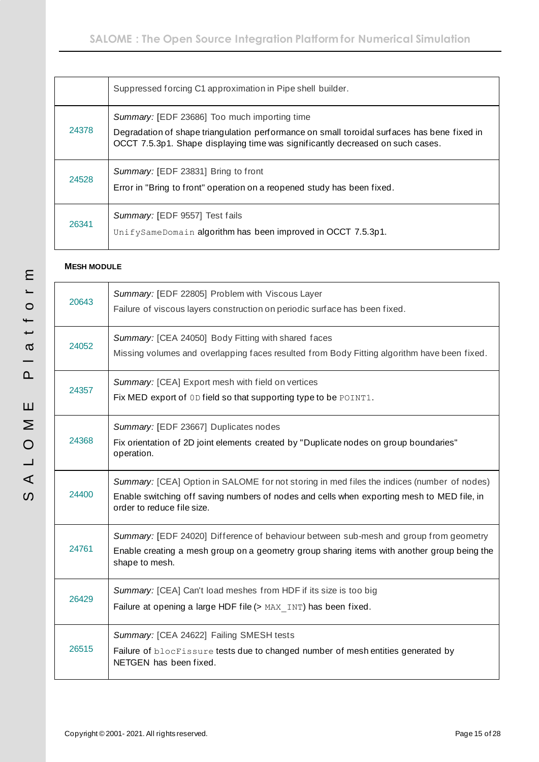| | |
|---|---|
| | Suppressed forcing C1 approximation in Pipe shell builder. |
| 24378 | *Summary:* [EDF 23686] Too much importing time<br>Degradation of shape triangulation performance on small toroidal surfaces has bene fixed in OCCT 7.5.3p1. Shape displaying time was significantly decreased on such cases. |
| 24528 | *Summary:* [EDF 23831] Bring to front<br>Error in "Bring to front" operation on a reopened study has been fixed. |
| 26341 | *Summary:* [EDF 9557] Test fails<br>`UnifySameDomain` algorithm has been improved in OCCT 7.5.3p1. |

**MESH MODULE**

| | |
|---|---|
| 20643 | *Summary:* [EDF 22805] Problem with Viscous Layer<br>Failure of viscous layers construction on periodic surface has been fixed. |
| 24052 | *Summary:* [CEA 24050] Body Fitting with shared faces<br>Missing volumes and overlapping faces resulted from Body Fitting algorithm have been fixed. |
| 24357 | *Summary:* [CEA] Export mesh with field on vertices<br>Fix MED export of `0D` field so that supporting type to be `POINT1`. |
| 24368 | *Summary:* [EDF 23667] Duplicates nodes<br>Fix orientation of 2D joint elements created by "Duplicate nodes on group boundaries" operation. |
| 24400 | *Summary:* [CEA] Option in SALOME for not storing in med files the indices (number of nodes)<br>Enable switching off saving numbers of nodes and cells when exporting mesh to MED file, in order to reduce file size. |
| 24761 | *Summary:* [EDF 24020] Difference of behaviour between sub-mesh and group from geometry<br>Enable creating a mesh group on a geometry group sharing items with another group being the shape to mesh. |
| 26429 | *Summary:* [CEA] Can't load meshes from HDF if its size is too big<br>Failure at opening a large HDF file (> `MAX_INT`) has been fixed. |
| 26515 | *Summary:* [CEA 24622] Failing SMESH tests<br>Failure of `blocFissure` tests due to changed number of mesh entities generated by NETGEN has been fixed. |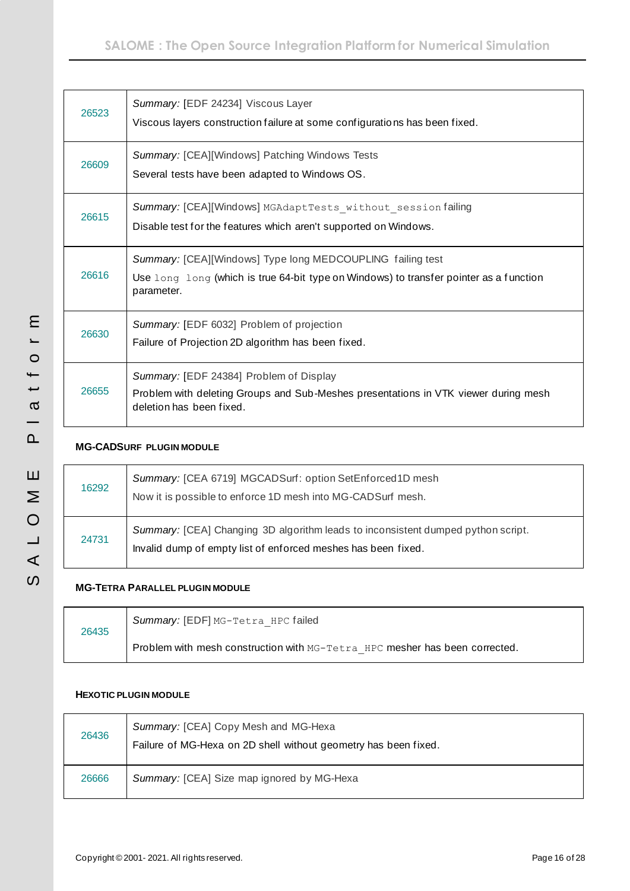| | |
|---|---|
| 26523 | *Summary:* [EDF 24234] Viscous Layer<br>Viscous layers construction failure at some configurations has been fixed. |
| 26609 | *Summary:* [CEA][Windows] Patching Windows Tests<br>Several tests have been adapted to Windows OS. |
| 26615 | *Summary:* [CEA][Windows] `MGAdaptTests_without_session` failing<br>Disable test for the features which aren't supported on Windows. |
| 26616 | *Summary:* [CEA][Windows] Type long MEDCOUPLING failing test<br>Use `long long` (which is true 64-bit type on Windows) to transfer pointer as a function parameter. |
| 26630 | *Summary:* [EDF 6032] Problem of projection<br>Failure of Projection 2D algorithm has been fixed. |
| 26655 | *Summary:* [EDF 24384] Problem of Display<br>Problem with deleting Groups and Sub-Meshes presentations in VTK viewer during mesh deletion has been fixed. |

#### MG-CADSURF PLUGIN MODULE

| | |
|---|---|
| 16292 | *Summary:* [CEA 6719] MGCADSurf: option SetEnforced1D mesh<br>Now it is possible to enforce 1D mesh into MG-CADSurf mesh. |
| 24731 | *Summary:* [CEA] Changing 3D algorithm leads to inconsistent dumped python script.<br>Invalid dump of empty list of enforced meshes has been fixed. |

#### MG-TETRA PARALLEL PLUGIN MODULE

| | |
|---|---|
| 26435 | *Summary:* [EDF] `MG-Tetra_HPC` failed<br>Problem with mesh construction with `MG-Tetra_HPC` mesher has been corrected. |

#### HEXOTIC PLUGIN MODULE

| | |
|---|---|
| 26436 | *Summary:* [CEA] Copy Mesh and MG-Hexa<br>Failure of MG-Hexa on 2D shell without geometry has been fixed. |
| 26666 | *Summary:* [CEA] Size map ignored by MG-Hexa |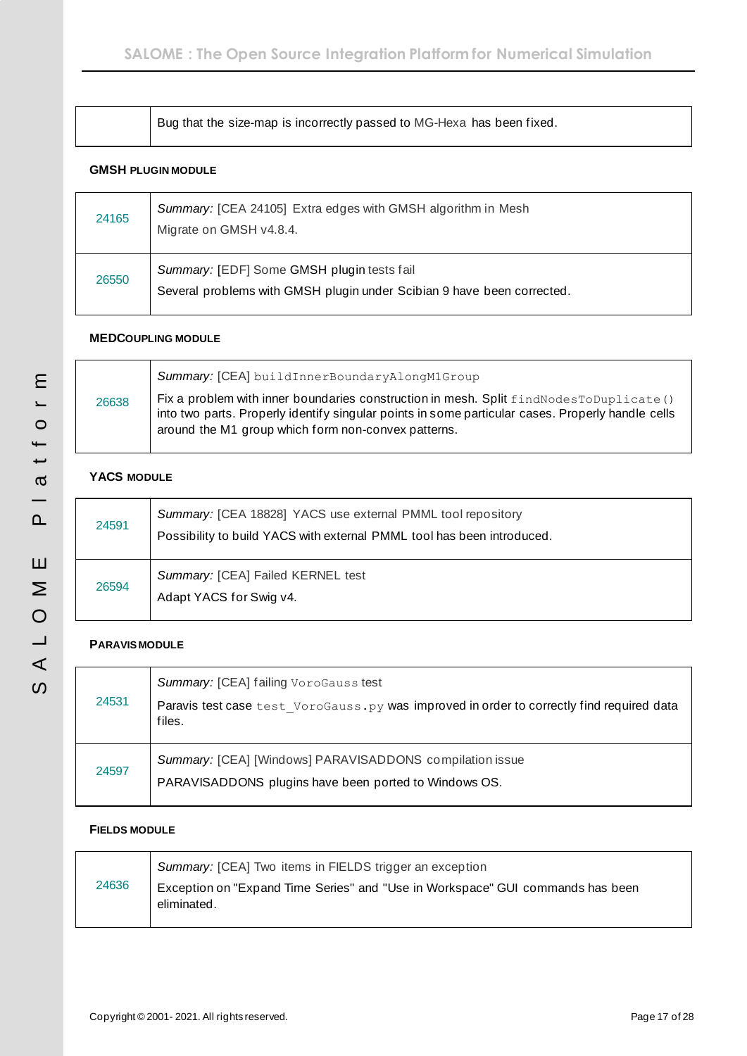| | Bug that the size-map is incorrectly passed to MG-Hexa has been fixed. |
|---|---|

#### GMSH PLUGIN MODULE

| | |
|---|---|
| 24165 | *Summary:* [CEA 24105] Extra edges with GMSH algorithm in Mesh<br>Migrate on GMSH v4.8.4. |
| 26550 | *Summary:* [EDF] Some GMSH plugin tests fail<br>Several problems with GMSH plugin under Scibian 9 have been corrected. |

#### MEDCOUPLING MODULE

| | |
|---|---|
| 26638 | *Summary:* [CEA] `buildInnerBoundaryAlongM1Group`<br>Fix a problem with inner boundaries construction in mesh. Split `findNodesToDuplicate()` into two parts. Properly identify singular points in some particular cases. Properly handle cells around the M1 group which form non-convex patterns. |

#### YACS MODULE

| | |
|---|---|
| 24591 | *Summary:* [CEA 18828] YACS use external PMML tool repository<br>Possibility to build YACS with external PMML tool has been introduced. |
| 26594 | *Summary:* [CEA] Failed KERNEL test<br>Adapt YACS for Swig v4. |

#### PARAVIS MODULE

| | |
|---|---|
| 24531 | *Summary:* [CEA] failing `VoroGauss` test<br>Paravis test case `test_VoroGauss.py` was improved in order to correctly find required data files. |
| 24597 | *Summary:* [CEA] [Windows] PARAVISADDONS compilation issue<br>PARAVISADDONS plugins have been ported to Windows OS. |

#### FIELDS MODULE

| | |
|---|---|
| 24636 | *Summary:* [CEA] Two items in FIELDS trigger an exception<br>Exception on "Expand Time Series" and "Use in Workspace" GUI commands has been eliminated. |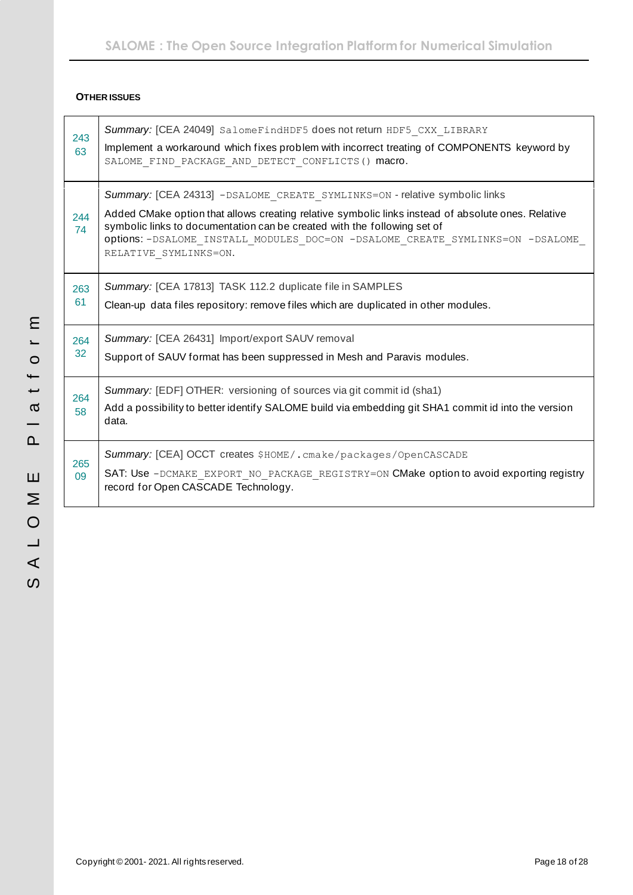**OTHER ISSUES**

| | |
|---|---|
| 24363 | *Summary:* [CEA 24049] `SalomeFindHDF5` does not return `HDF5_CXX_LIBRARY`<br>Implement a workaround which fixes problem with incorrect treating of COMPONENTS keyword by `SALOME_FIND_PACKAGE_AND_DETECT_CONFLICTS()` macro. |
| 24474 | *Summary:* [CEA 24313] `-DSALOME_CREATE_SYMLINKS=ON` - relative symbolic links<br>Added CMake option that allows creating relative symbolic links instead of absolute ones. Relative symbolic links to documentation can be created with the following set of options: `-DSALOME_INSTALL_MODULES_DOC=ON -DSALOME_CREATE_SYMLINKS=ON -DSALOME_RELATIVE_SYMLINKS=ON`. |
| 26361 | *Summary:* [CEA 17813] TASK 112.2 duplicate file in SAMPLES<br>Clean-up data files repository: remove files which are duplicated in other modules. |
| 26432 | *Summary:* [CEA 26431] Import/export SAUV removal<br>Support of SAUV format has been suppressed in Mesh and Paravis modules. |
| 26458 | *Summary:* [EDF] OTHER: versioning of sources via git commit id (sha1)<br>Add a possibility to better identify SALOME build via embedding git SHA1 commit id into the version data. |
| 26509 | *Summary:* [CEA] OCCT creates `$HOME/.cmake/packages/OpenCASCADE`<br>SAT: Use `-DCMAKE_EXPORT_NO_PACKAGE_REGISTRY=ON` CMake option to avoid exporting registry record for Open CASCADE Technology. |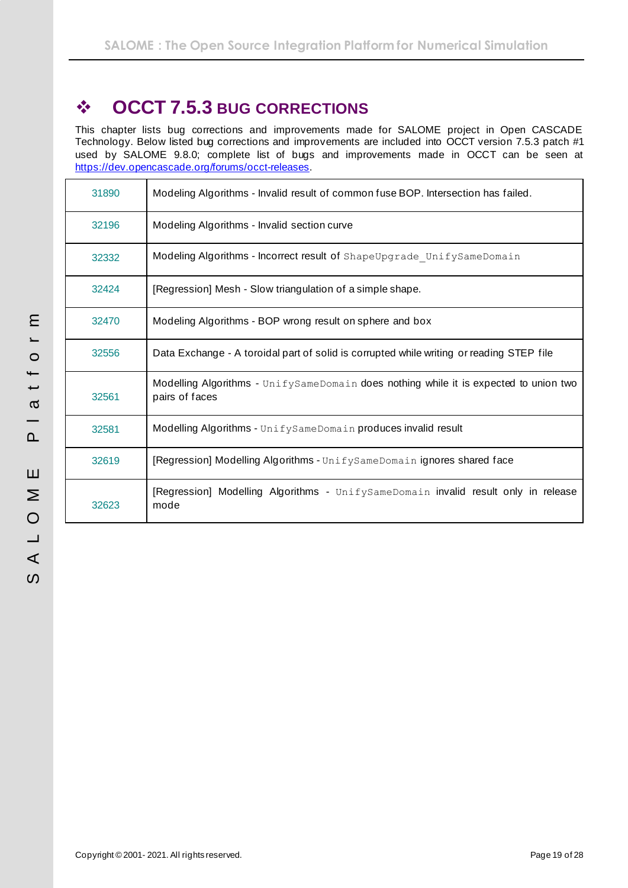## ❖ OCCT 7.5.3 BUG CORRECTIONS

This chapter lists bug corrections and improvements made for SALOME project in Open CASCADE Technology. Below listed bug corrections and improvements are included into OCCT version 7.5.3 patch #1 used by SALOME 9.8.0; complete list of bugs and improvements made in OCCT can be seen at [https://dev.opencascade.org/forums/occt-releases](https://dev.opencascade.org/forums/occt-releases).

| | |
|---|---|
| 31890 | Modeling Algorithms - Invalid result of common fuse BOP. Intersection has failed. |
| 32196 | Modeling Algorithms - Invalid section curve |
| 32332 | Modeling Algorithms - Incorrect result of `ShapeUpgrade_UnifySameDomain` |
| 32424 | [Regression] Mesh - Slow triangulation of a simple shape. |
| 32470 | Modeling Algorithms - BOP wrong result on sphere and box |
| 32556 | Data Exchange - A toroidal part of solid is corrupted while writing or reading STEP file |
| 32561 | Modelling Algorithms - `UnifySameDomain` does nothing while it is expected to union two pairs of faces |
| 32581 | Modelling Algorithms - `UnifySameDomain` produces invalid result |
| 32619 | [Regression] Modelling Algorithms - `UnifySameDomain` ignores shared face |
| 32623 | [Regression] Modelling Algorithms - `UnifySameDomain` invalid result only in release mode |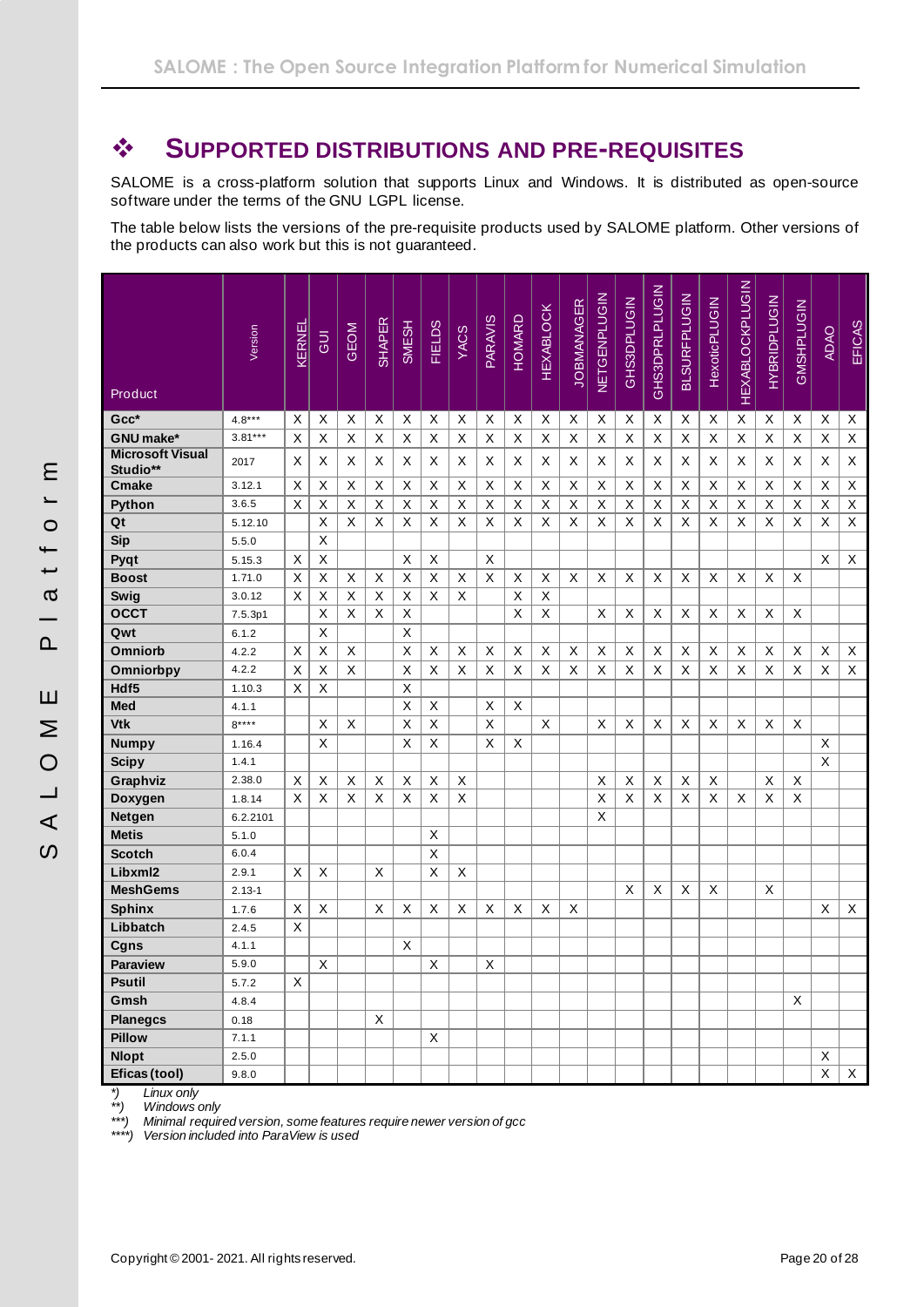## ❖ SUPPORTED DISTRIBUTIONS AND PRE-REQUISITES

SALOME is a cross-platform solution that supports Linux and Windows. It is distributed as open-source software under the terms of the GNU LGPL license.

The table below lists the versions of the pre-requisite products used by SALOME platform. Other versions of the products can also work but this is not guaranteed.

| Product | Version | KERNEL | GUI | GEOM | SHAPER | SMESH | FIELDS | YACS | PARAVIS | HOMARD | HEXABLOCK | JOBMANAGER | NETGENPLUGIN | GHS3DPLUGIN | GHS3DPRLPLUGIN | BLSURFPLUGIN | HexoticPLUGIN | HEXABLOCKPLUGIN | HYBRIDPLUGIN | GMSHPLUGIN | ADAO | EFICAS |
|---|---|---|---|---|---|---|---|---|---|---|---|---|---|---|---|---|---|---|---|---|---|---|
| **Gcc*** | 4.8*** | X | X | X | X | X | X | X | X | X | X | X | X | X | X | X | X | X | X | X | X | X |
| **GNU make*** | 3.81*** | X | X | X | X | X | X | X | X | X | X | X | X | X | X | X | X | X | X | X | X | X |
| **Microsoft Visual Studio**** | 2017 | X | X | X | X | X | X | X | X | X | X | X | X | X | X | X | X | X | X | X | X | X |
| **Cmake** | 3.12.1 | X | X | X | X | X | X | X | X | X | X | X | X | X | X | X | X | X | X | X | X | X |
| **Python** | 3.6.5 | X | X | X | X | X | X | X | X | X | X | X | X | X | X | X | X | X | X | X | X | X |
| **Qt** | 5.12.10 | | X | X | X | X | X | X | X | X | X | X | X | X | X | X | X | X | X | X | X | X |
| **Sip** | 5.5.0 | | X | | | | | | | | | | | | | | | | | | | |
| **Pyqt** | 5.15.3 | X | X | | | X | X | | X | | | | | | | | | | | | X | X |
| **Boost** | 1.71.0 | X | X | X | X | X | X | X | X | X | X | X | X | X | X | X | X | X | X | X | | |
| **Swig** | 3.0.12 | X | X | X | X | X | X | X | | X | X | | | | | | | | | | | |
| **OCCT** | 7.5.3p1 | | X | X | X | X | | | | X | X | | X | X | X | X | X | X | X | X | | |
| **Qwt** | 6.1.2 | | X | | | X | | | | | | | | | | | | | | | | |
| **Omniorb** | 4.2.2 | X | X | X | | X | X | X | X | X | X | X | X | X | X | X | X | X | X | X | X | X |
| **Omniorbpy** | 4.2.2 | X | X | X | | X | X | X | X | X | X | X | X | X | X | X | X | X | X | X | X | X |
| **Hdf5** | 1.10.3 | X | X | | | X | | | | | | | | | | | | | | | | |
| **Med** | 4.1.1 | | | | | X | X | | X | X | | | | | | | | | | | | |
| **Vtk** | 8**** | | X | X | | X | X | | X | | X | | X | X | X | X | X | X | X | X | | |
| **Numpy** | 1.16.4 | | X | | | X | X | | X | X | | | | | | | | | | | X | |
| **Scipy** | 1.4.1 | | | | | | | | | | | | | | | | | | | | X | |
| **Graphviz** | 2.38.0 | X | X | X | X | X | X | X | | | | | X | X | X | X | X | | X | X | | |
| **Doxygen** | 1.8.14 | X | X | X | X | X | X | X | | | | | X | X | X | X | X | X | X | X | | |
| **Netgen** | 6.2.2101 | | | | | | | | | | | | X | | | | | | | | | |
| **Metis** | 5.1.0 | | | | | | X | | | | | | | | | | | | | | | |
| **Scotch** | 6.0.4 | | | | | | X | | | | | | | | | | | | | | | |
| **Libxml2** | 2.9.1 | X | X | | X | | X | X | | | | | | | | | | | | | | |
| **MeshGems** | 2.13-1 | | | | | | | | | | | | | X | X | X | X | | X | | | |
| **Sphinx** | 1.7.6 | X | X | | X | X | X | X | X | X | X | X | | | | | | | | | X | X |
| **Libbatch** | 2.4.5 | X | | | | | | | | | | | | | | | | | | | | |
| **Cgns** | 4.1.1 | | | | | X | | | | | | | | | | | | | | | | |
| **Paraview** | 5.9.0 | | X | | | | X | | X | | | | | | | | | | | | | |
| **Psutil** | 5.7.2 | X | | | | | | | | | | | | | | | | | | | | |
| **Gmsh** | 4.8.4 | | | | | | | | | | | | | | | | | | | X | | |
| **Planegcs** | 0.18 | | | | X | | | | | | | | | | | | | | | | | |
| **Pillow** | 7.1.1 | | | | | | X | | | | | | | | | | | | | | | |
| **Nlopt** | 2.5.0 | | | | | | | | | | | | | | | | | | | | X | |
| **Eficas (tool)** | 9.8.0 | | | | | | | | | | | | | | | | | | | | X | X |

*) *Linux only*
**) *Windows only*
***) *Minimal required version, some features require newer version of gcc*
****) *Version included into ParaView is used*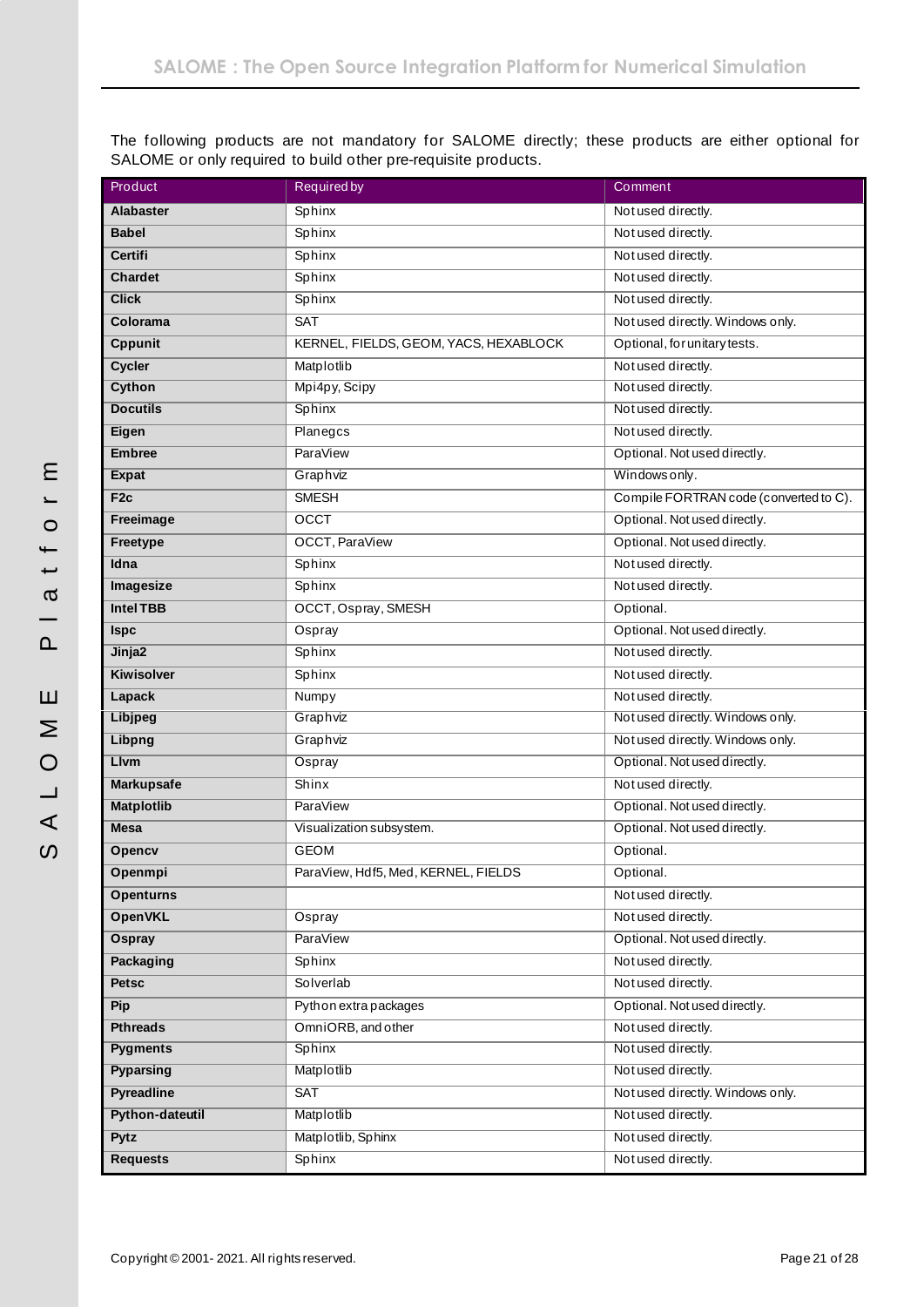The following products are not mandatory for SALOME directly; these products are either optional for SALOME or only required to build other pre-requisite products.

| Product | Required by | Comment |
|---|---|---|
| **Alabaster** | Sphinx | Not used directly. |
| **Babel** | Sphinx | Not used directly. |
| **Certifi** | Sphinx | Not used directly. |
| **Chardet** | Sphinx | Not used directly. |
| **Click** | Sphinx | Not used directly. |
| **Colorama** | SAT | Not used directly. Windows only. |
| **Cppunit** | KERNEL, FIELDS, GEOM, YACS, HEXABLOCK | Optional, for unitary tests. |
| **Cycler** | Matplotlib | Not used directly. |
| **Cython** | Mpi4py, Scipy | Not used directly. |
| **Docutils** | Sphinx | Not used directly. |
| **Eigen** | Planegcs | Not used directly. |
| **Embree** | ParaView | Optional. Not used directly. |
| **Expat** | Graphviz | Windows only. |
| **F2c** | SMESH | Compile FORTRAN code (converted to C). |
| **Freeimage** | OCCT | Optional. Not used directly. |
| **Freetype** | OCCT, ParaView | Optional. Not used directly. |
| **Idna** | Sphinx | Not used directly. |
| **Imagesize** | Sphinx | Not used directly. |
| **Intel TBB** | OCCT, Ospray, SMESH | Optional. |
| **Ispc** | Ospray | Optional. Not used directly. |
| **Jinja2** | Sphinx | Not used directly. |
| **Kiwisolver** | Sphinx | Not used directly. |
| **Lapack** | Numpy | Not used directly. |
| **Libjpeg** | Graphviz | Not used directly. Windows only. |
| **Libpng** | Graphviz | Not used directly. Windows only. |
| **Llvm** | Ospray | Optional. Not used directly. |
| **Markupsafe** | Shinx | Not used directly. |
| **Matplotlib** | ParaView | Optional. Not used directly. |
| **Mesa** | Visualization subsystem. | Optional. Not used directly. |
| **Opencv** | GEOM | Optional. |
| **Openmpi** | ParaView, Hdf5, Med, KERNEL, FIELDS | Optional. |
| **Openturns** | | Not used directly. |
| **OpenVKL** | Ospray | Not used directly. |
| **Ospray** | ParaView | Optional. Not used directly. |
| **Packaging** | Sphinx | Not used directly. |
| **Petsc** | Solverlab | Not used directly. |
| **Pip** | Python extra packages | Optional. Not used directly. |
| **Pthreads** | OmniORB, and other | Not used directly. |
| **Pygments** | Sphinx | Not used directly. |
| **Pyparsing** | Matplotlib | Not used directly. |
| **Pyreadline** | SAT | Not used directly. Windows only. |
| **Python-dateutil** | Matplotlib | Not used directly. |
| **Pytz** | Matplotlib, Sphinx | Not used directly. |
| **Requests** | Sphinx | Not used directly. |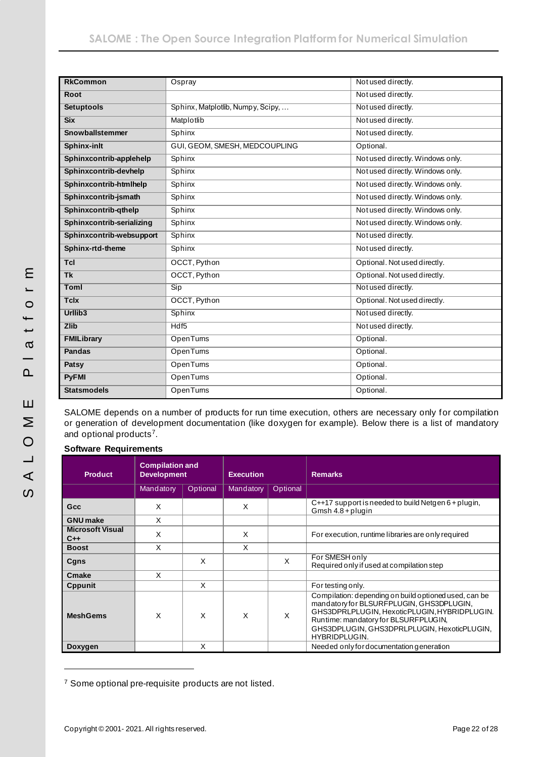| RkCommon | Ospray | Not used directly. |
|---|---|---|
| Root | | Not used directly. |
| Setuptools | Sphinx, Matplotlib, Numpy, Scipy, … | Not used directly. |
| Six | Matplotlib | Not used directly. |
| Snowballstemmer | Sphinx | Not used directly. |
| Sphinx-intl | GUI, GEOM, SMESH, MEDCOUPLING | Optional. |
| Sphinxcontrib-applehelp | Sphinx | Not used directly. Windows only. |
| Sphinxcontrib-devhelp | Sphinx | Not used directly. Windows only. |
| Sphinxcontrib-htmlhelp | Sphinx | Not used directly. Windows only. |
| Sphinxcontrib-jsmath | Sphinx | Not used directly. Windows only. |
| Sphinxcontrib-qthelp | Sphinx | Not used directly. Windows only. |
| Sphinxcontrib-serializing | Sphinx | Not used directly. Windows only. |
| Sphinxcontrib-websupport | Sphinx | Not used directly. |
| Sphinx-rtd-theme | Sphinx | Not used directly. |
| Tcl | OCCT, Python | Optional. Not used directly. |
| Tk | OCCT, Python | Optional. Not used directly. |
| Toml | Sip | Not used directly. |
| Tclx | OCCT, Python | Optional. Not used directly. |
| Urllib3 | Sphinx | Not used directly. |
| Zlib | Hdf5 | Not used directly. |
| FMILibrary | OpenTurns | Optional. |
| Pandas | OpenTurns | Optional. |
| Patsy | OpenTurns | Optional. |
| PyFMI | OpenTurns | Optional. |
| Statsmodels | OpenTurns | Optional. |

SALOME depends on a number of products for run time execution, others are necessary only for compilation or generation of development documentation (like doxygen for example). Below there is a list of mandatory and optional products[7].

**Software Requirements**

| Product | Compilation and Development | | Execution | | Remarks |
|---|---|---|---|---|---|
| | Mandatory | Optional | Mandatory | Optional | |
| Gcc | X | | X | | C++17 support is needed to build Netgen 6 + plugin, Gmsh 4.8 + plugin |
| GNU make | X | | | | |
| Microsoft Visual C++ | X | | X | | For execution, runtime libraries are only required |
| Boost | X | | X | | |
| Cgns | | X | | X | For SMESH only<br>Required only if used at compilation step |
| Cmake | X | | | | |
| Cppunit | | X | | | For testing only. |
| MeshGems | X | X | X | X | Compilation: depending on build optioned used, can be mandatory for BLSURFPLUGIN, GHS3DPLUGIN, GHS3DPRLPLUGIN, HexoticPLUGIN, HYBRIDPLUGIN.<br>Runtime: mandatory for BLSURFPLUGIN, GHS3DPLUGIN, GHS3DPRLPLUGIN, HexoticPLUGIN, HYBRIDPLUGIN. |
| Doxygen | | X | | | Needed only for documentation generation |

[7] Some optional pre-requisite products are not listed.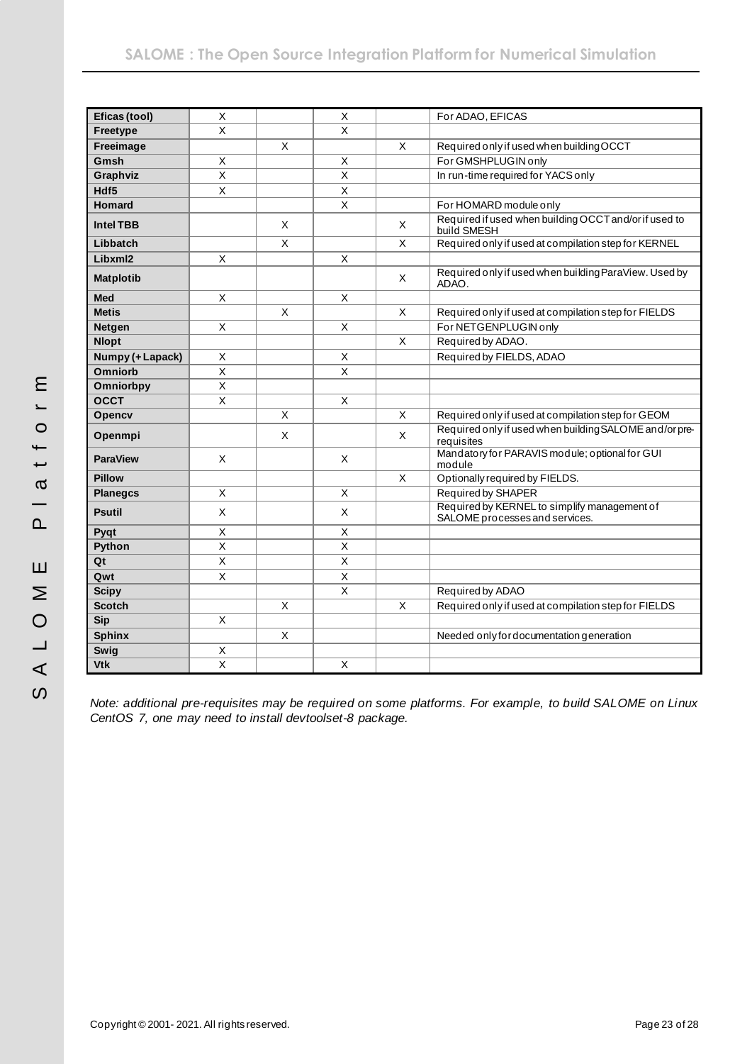| | | | | | |
|---|---|---|---|---|---|
| **Eficas (tool)** | X | | X | | For ADAO, EFICAS |
| **Freetype** | X | | X | | |
| **Freeimage** | | X | | X | Required only if used when building OCCT |
| **Gmsh** | X | | X | | For GMSHPLUGIN only |
| **Graphviz** | X | | X | | In run-time required for YACS only |
| **Hdf5** | X | | X | | |
| **Homard** | | | X | | For HOMARD module only |
| **Intel TBB** | | X | | X | Required if used when building OCCT and/or if used to build SMESH |
| **Libbatch** | | X | | X | Required only if used at compilation step for KERNEL |
| **Libxml2** | X | | X | | |
| **Matplotib** | | | | X | Required only if used when building ParaView. Used by ADAO. |
| **Med** | X | | X | | |
| **Metis** | | X | | X | Required only if used at compilation step for FIELDS |
| **Netgen** | X | | X | | For NETGENPLUGIN only |
| **Nlopt** | | | | X | Required by ADAO. |
| **Numpy (+ Lapack)** | X | | X | | Required by FIELDS, ADAO |
| **Omniorb** | X | | X | | |
| **Omniorbpy** | X | | | | |
| **OCCT** | X | | X | | |
| **Opencv** | | X | | X | Required only if used at compilation step for GEOM |
| **Openmpi** | | X | | X | Required only if used when building SALOME and/or pre-requisites |
| **ParaView** | X | | X | | Mandatory for PARAVIS module; optional for GUI module |
| **Pillow** | | | | X | Optionally required by FIELDS. |
| **Planegcs** | X | | X | | Required by SHAPER |
| **Psutil** | X | | X | | Required by KERNEL to simplify management of SALOME processes and services. |
| **Pyqt** | X | | X | | |
| **Python** | X | | X | | |
| **Qt** | X | | X | | |
| **Qwt** | X | | X | | |
| **Scipy** | | | X | | Required by ADAO |
| **Scotch** | | X | | X | Required only if used at compilation step for FIELDS |
| **Sip** | X | | | | |
| **Sphinx** | | X | | | Needed only for documentation generation |
| **Swig** | X | | | | |
| **Vtk** | X | | X | | |

*Note: additional pre-requisites may be required on some platforms. For example, to build SALOME on Linux CentOS 7, one may need to install devtoolset-8 package.*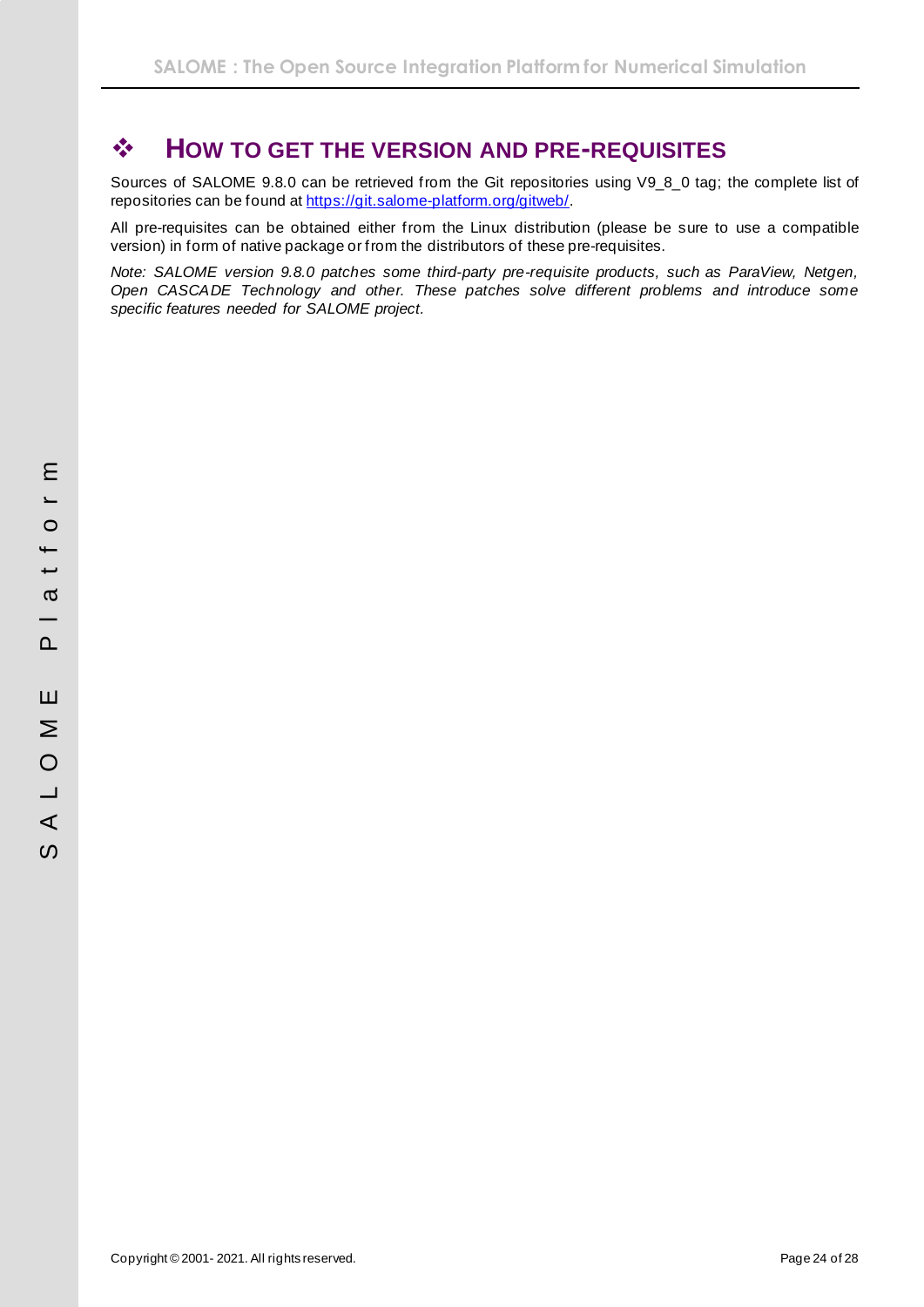# HOW TO GET THE VERSION AND PRE-REQUISITES

Sources of SALOME 9.8.0 can be retrieved from the Git repositories using V9_8_0 tag; the complete list of repositories can be found at https://git.salome-platform.org/gitweb/.

All pre-requisites can be obtained either from the Linux distribution (please be sure to use a compatible version) in form of native package or from the distributors of these pre-requisites.

*Note: SALOME version 9.8.0 patches some third-party pre-requisite products, such as ParaView, Netgen, Open CASCADE Technology and other. These patches solve different problems and introduce some specific features needed for SALOME project.*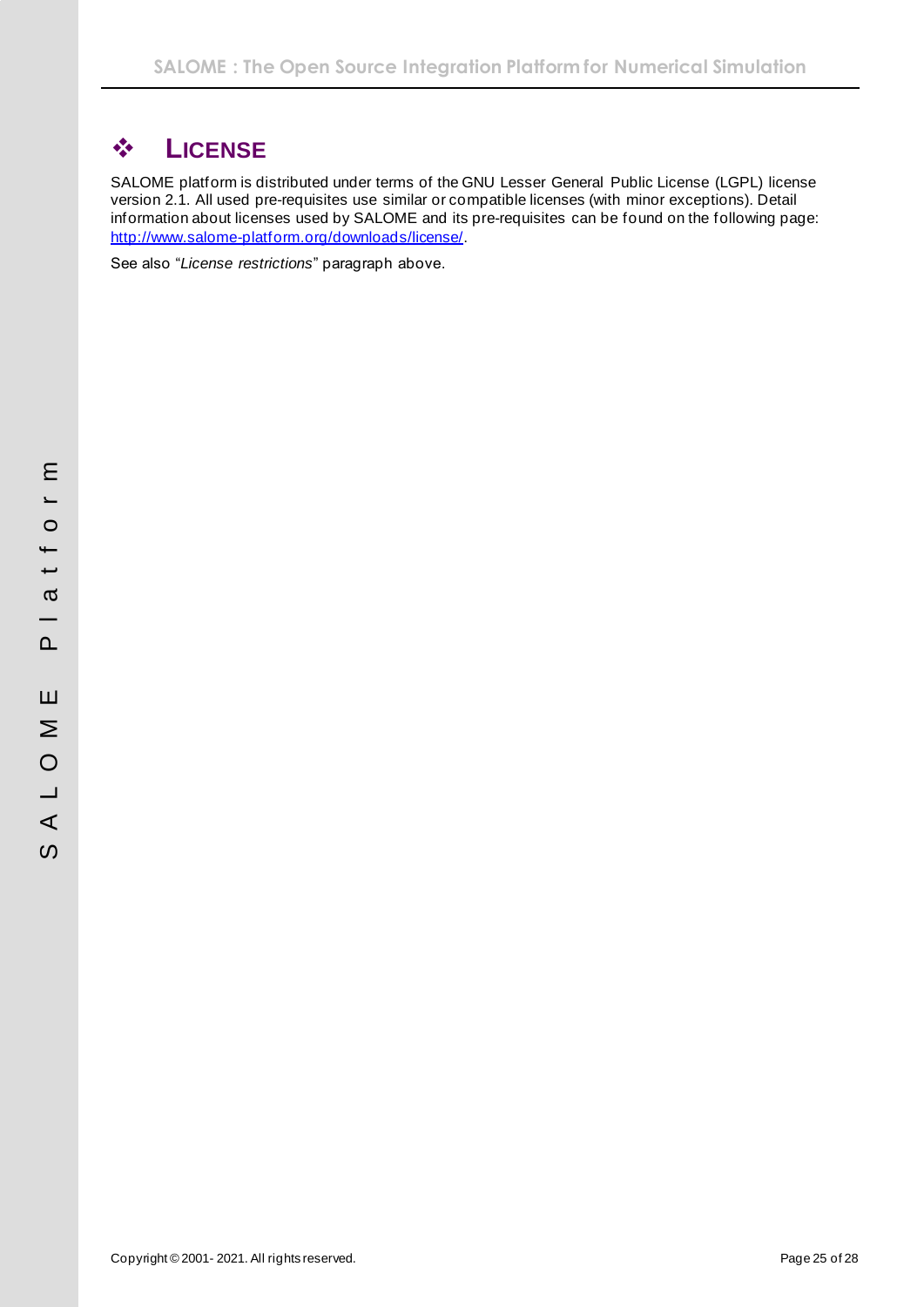# LICENSE

SALOME platform is distributed under terms of the GNU Lesser General Public License (LGPL) license version 2.1. All used pre-requisites use similar or compatible licenses (with minor exceptions). Detail information about licenses used by SALOME and its pre-requisites can be found on the following page: [http://www.salome-platform.org/downloads/license/](http://www.salome-platform.org/downloads/license/).

See also "*License restrictions*" paragraph above.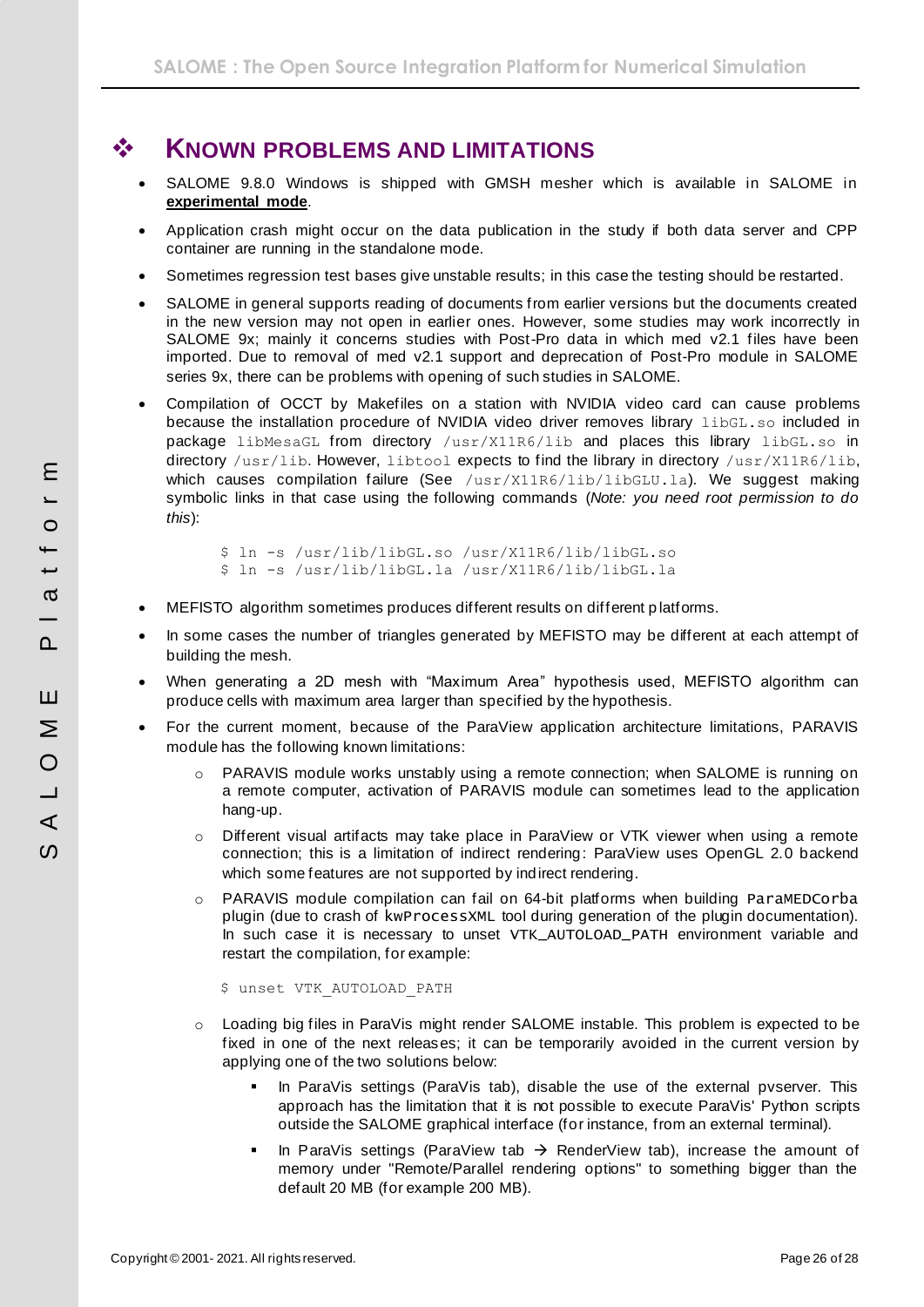# KNOWN PROBLEMS AND LIMITATIONS

- SALOME 9.8.0 Windows is shipped with GMSH mesher which is available in SALOME in **experimental mode**.
- Application crash might occur on the data publication in the study if both data server and CPP container are running in the standalone mode.
- Sometimes regression test bases give unstable results; in this case the testing should be restarted.
- SALOME in general supports reading of documents from earlier versions but the documents created in the new version may not open in earlier ones. However, some studies may work incorrectly in SALOME 9x; mainly it concerns studies with Post-Pro data in which med v2.1 files have been imported. Due to removal of med v2.1 support and deprecation of Post-Pro module in SALOME series 9x, there can be problems with opening of such studies in SALOME.
- Compilation of OCCT by Makefiles on a station with NVIDIA video card can cause problems because the installation procedure of NVIDIA video driver removes library `libGL.so` included in package `libMesaGL` from directory `/usr/X11R6/lib` and places this library `libGL.so` in directory `/usr/lib`. However, `libtool` expects to find the library in directory `/usr/X11R6/lib`, which causes compilation failure (See `/usr/X11R6/lib/libGLU.la`). We suggest making symbolic links in that case using the following commands (*Note: you need root permission to do this*):

```
$ ln -s /usr/lib/libGL.so /usr/X11R6/lib/libGL.so
$ ln -s /usr/lib/libGL.la /usr/X11R6/lib/libGL.la
```

- MEFISTO algorithm sometimes produces different results on different platforms.
- In some cases the number of triangles generated by MEFISTO may be different at each attempt of building the mesh.
- When generating a 2D mesh with “Maximum Area” hypothesis used, MEFISTO algorithm can produce cells with maximum area larger than specified by the hypothesis.
- For the current moment, because of the ParaView application architecture limitations, PARAVIS module has the following known limitations:
  - PARAVIS module works unstably using a remote connection; when SALOME is running on a remote computer, activation of PARAVIS module can sometimes lead to the application hang-up.
  - Different visual artifacts may take place in ParaView or VTK viewer when using a remote connection; this is a limitation of indirect rendering: ParaView uses OpenGL 2.0 backend which some features are not supported by indirect rendering.
  - PARAVIS module compilation can fail on 64-bit platforms when building `ParaMEDCorba` plugin (due to crash of `kwProcessXML` tool during generation of the plugin documentation). In such case it is necessary to unset `VTK_AUTOLOAD_PATH` environment variable and restart the compilation, for example:

    ```
    $ unset VTK_AUTOLOAD_PATH
    ```

  - Loading big files in ParaVis might render SALOME instable. This problem is expected to be fixed in one of the next releases; it can be temporarily avoided in the current version by applying one of the two solutions below:
    - In ParaVis settings (ParaVis tab), disable the use of the external pvserver. This approach has the limitation that it is not possible to execute ParaVis' Python scripts outside the SALOME graphical interface (for instance, from an external terminal).
    - In ParaVis settings (ParaView tab → RenderView tab), increase the amount of memory under "Remote/Parallel rendering options" to something bigger than the default 20 MB (for example 200 MB).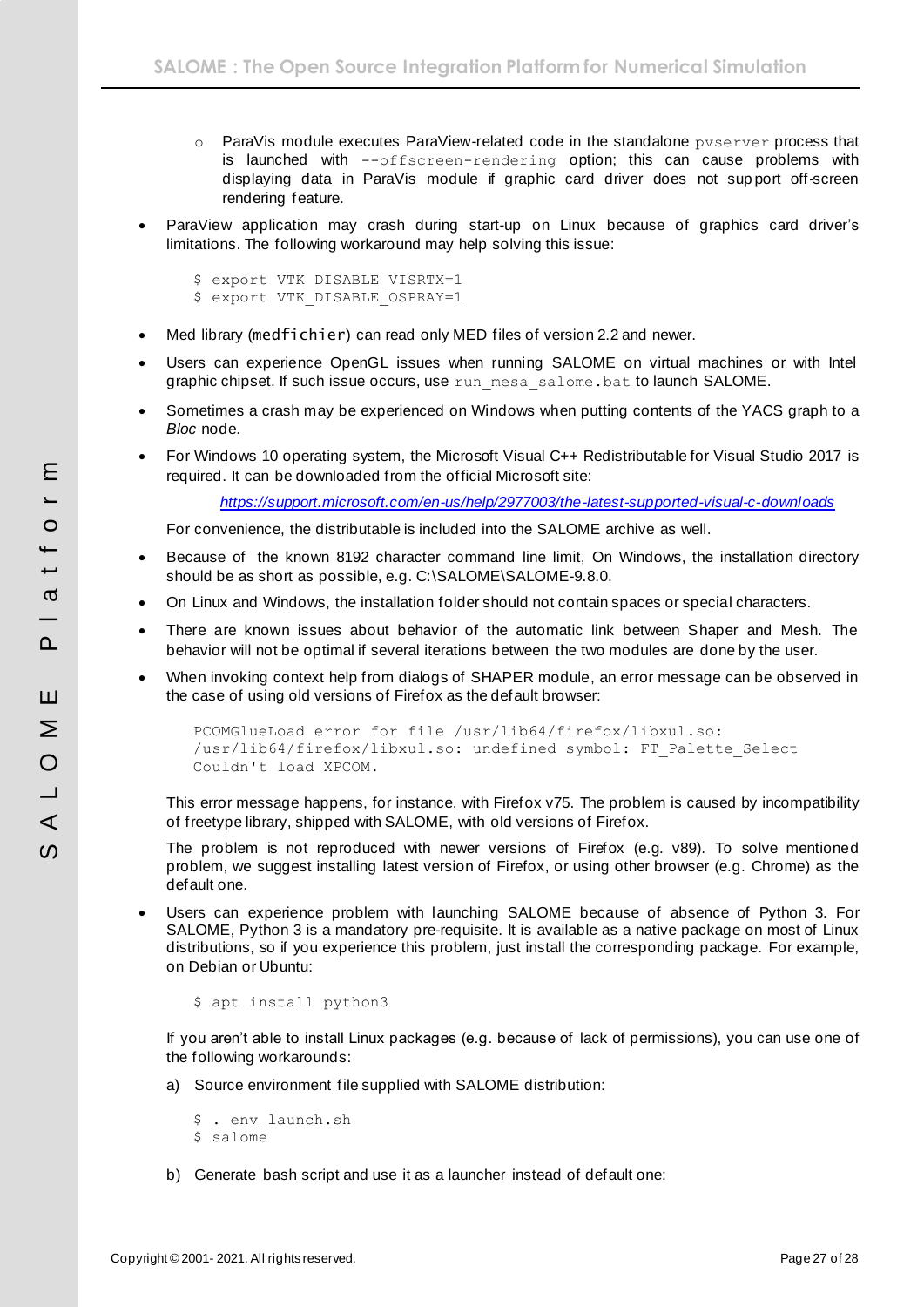- ParaVis module executes ParaView-related code in the standalone `pvserver` process that is launched with `--offscreen-rendering` option; this can cause problems with displaying data in ParaVis module if graphic card driver does not support off-screen rendering feature.

- ParaView application may crash during start-up on Linux because of graphics card driver's limitations. The following workaround may help solving this issue:

```
$ export VTK_DISABLE_VISRTX=1
$ export VTK_DISABLE_OSPRAY=1
```

- Med library (`medfichier`) can read only MED files of version 2.2 and newer.
- Users can experience OpenGL issues when running SALOME on virtual machines or with Intel graphic chipset. If such issue occurs, use `run_mesa_salome.bat` to launch SALOME.
- Sometimes a crash may be experienced on Windows when putting contents of the YACS graph to a *Bloc* node.
- For Windows 10 operating system, the Microsoft Visual C++ Redistributable for Visual Studio 2017 is required. It can be downloaded from the official Microsoft site:

  *https://support.microsoft.com/en-us/help/2977003/the-latest-supported-visual-c-downloads*

  For convenience, the distributable is included into the SALOME archive as well.

- Because of the known 8192 character command line limit, On Windows, the installation directory should be as short as possible, e.g. C:\SALOME\SALOME-9.8.0.
- On Linux and Windows, the installation folder should not contain spaces or special characters.
- There are known issues about behavior of the automatic link between Shaper and Mesh. The behavior will not be optimal if several iterations between the two modules are done by the user.
- When invoking context help from dialogs of SHAPER module, an error message can be observed in the case of using old versions of Firefox as the default browser:

```
PCOMGlueLoad error for file /usr/lib64/firefox/libxul.so:
/usr/lib64/firefox/libxul.so: undefined symbol: FT_Palette_Select
Couldn't load XPCOM.
```

  This error message happens, for instance, with Firefox v75. The problem is caused by incompatibility of freetype library, shipped with SALOME, with old versions of Firefox.

  The problem is not reproduced with newer versions of Firefox (e.g. v89). To solve mentioned problem, we suggest installing latest version of Firefox, or using other browser (e.g. Chrome) as the default one.

- Users can experience problem with launching SALOME because of absence of Python 3. For SALOME, Python 3 is a mandatory pre-requisite. It is available as a native package on most of Linux distributions, so if you experience this problem, just install the corresponding package. For example, on Debian or Ubuntu:

```
$ apt install python3
```

  If you aren't able to install Linux packages (e.g. because of lack of permissions), you can use one of the following workarounds:

  a) Source environment file supplied with SALOME distribution:

```
$ . env_launch.sh
$ salome
```

  b) Generate bash script and use it as a launcher instead of default one: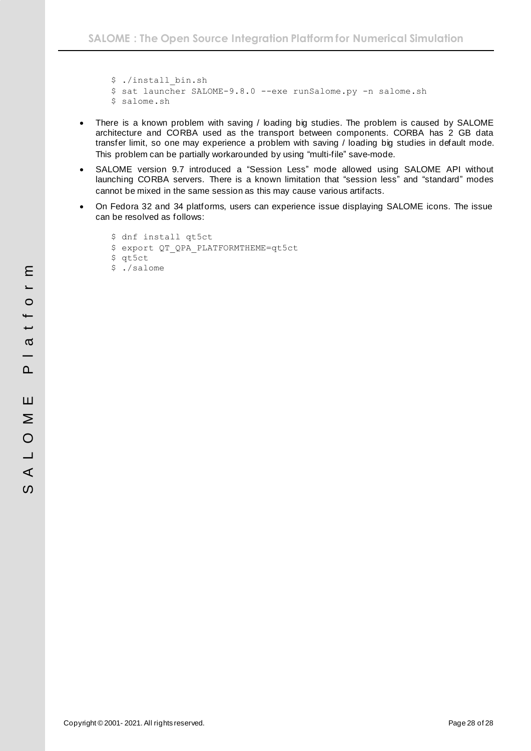```
$ ./install_bin.sh
$ sat launcher SALOME-9.8.0 --exe runSalome.py -n salome.sh
$ salome.sh
```

- There is a known problem with saving / loading big studies. The problem is caused by SALOME architecture and CORBA used as the transport between components. CORBA has 2 GB data transfer limit, so one may experience a problem with saving / loading big studies in default mode. This problem can be partially workarounded by using "multi-file" save-mode.
- SALOME version 9.7 introduced a "Session Less" mode allowed using SALOME API without launching CORBA servers. There is a known limitation that "session less" and "standard" modes cannot be mixed in the same session as this may cause various artifacts.
- On Fedora 32 and 34 platforms, users can experience issue displaying SALOME icons. The issue can be resolved as follows:

```
$ dnf install qt5ct
$ export QT_QPA_PLATFORMTHEME=qt5ct
$ qt5ct
$ ./salome
```